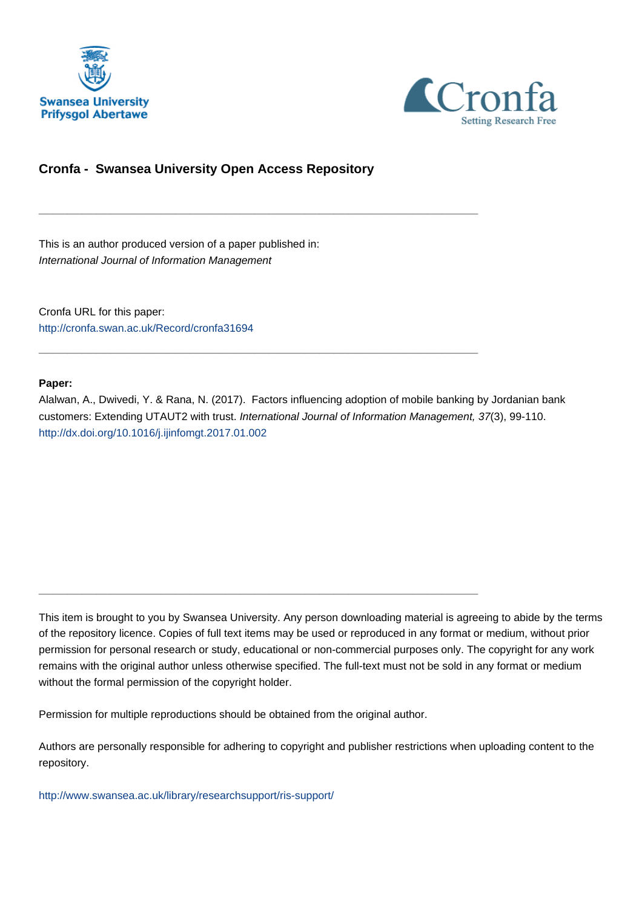**Cronfa - Swansea University Open Access Repository**

---

This is an author produced version of a paper published in:
*International Journal of Information Management*

Cronfa URL for this paper:
http://cronfa.swan.ac.uk/Record/cronfa31694

---

**Paper:**
Alalwan, A., Dwivedi, Y. & Rana, N. (2017). Factors influencing adoption of mobile banking by Jordanian bank customers: Extending UTAUT2 with trust. *International Journal of Information Management, 37*(3), 99-110.
http://dx.doi.org/10.1016/j.ijinfomgt.2017.01.002

---

This item is brought to you by Swansea University. Any person downloading material is agreeing to abide by the terms of the repository licence. Copies of full text items may be used or reproduced in any format or medium, without prior permission for personal research or study, educational or non-commercial purposes only. The copyright for any work remains with the original author unless otherwise specified. The full-text must not be sold in any format or medium without the formal permission of the copyright holder.

Permission for multiple reproductions should be obtained from the original author.

Authors are personally responsible for adhering to copyright and publisher restrictions when uploading content to the repository.

http://www.swansea.ac.uk/library/researchsupport/ris-support/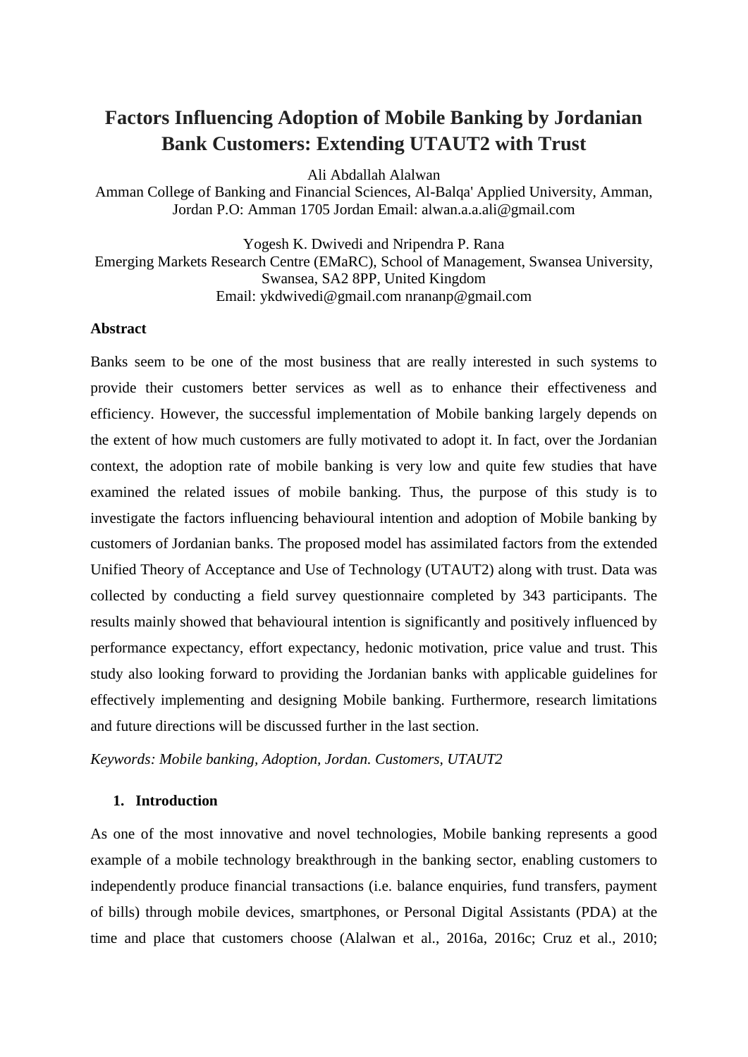# Factors Influencing Adoption of Mobile Banking by Jordanian Bank Customers: Extending UTAUT2 with Trust

Ali Abdallah Alalwan

Amman College of Banking and Financial Sciences, Al-Balqa' Applied University, Amman, Jordan P.O: Amman 1705 Jordan Email: alwan.a.a.ali@gmail.com

Yogesh K. Dwivedi and Nripendra P. Rana

Emerging Markets Research Centre (EMaRC), School of Management, Swansea University, Swansea, SA2 8PP, United Kingdom

Email: ykdwivedi@gmail.com nrananp@gmail.com

**Abstract**

Banks seem to be one of the most business that are really interested in such systems to provide their customers better services as well as to enhance their effectiveness and efficiency. However, the successful implementation of Mobile banking largely depends on the extent of how much customers are fully motivated to adopt it. In fact, over the Jordanian context, the adoption rate of mobile banking is very low and quite few studies that have examined the related issues of mobile banking. Thus, the purpose of this study is to investigate the factors influencing behavioural intention and adoption of Mobile banking by customers of Jordanian banks. The proposed model has assimilated factors from the extended Unified Theory of Acceptance and Use of Technology (UTAUT2) along with trust. Data was collected by conducting a field survey questionnaire completed by 343 participants. The results mainly showed that behavioural intention is significantly and positively influenced by performance expectancy, effort expectancy, hedonic motivation, price value and trust. This study also looking forward to providing the Jordanian banks with applicable guidelines for effectively implementing and designing Mobile banking. Furthermore, research limitations and future directions will be discussed further in the last section.

*Keywords: Mobile banking, Adoption, Jordan. Customers, UTAUT2*

## 1. Introduction

As one of the most innovative and novel technologies, Mobile banking represents a good example of a mobile technology breakthrough in the banking sector, enabling customers to independently produce financial transactions (i.e. balance enquiries, fund transfers, payment of bills) through mobile devices, smartphones, or Personal Digital Assistants (PDA) at the time and place that customers choose (Alalwan et al., 2016a, 2016c; Cruz et al., 2010;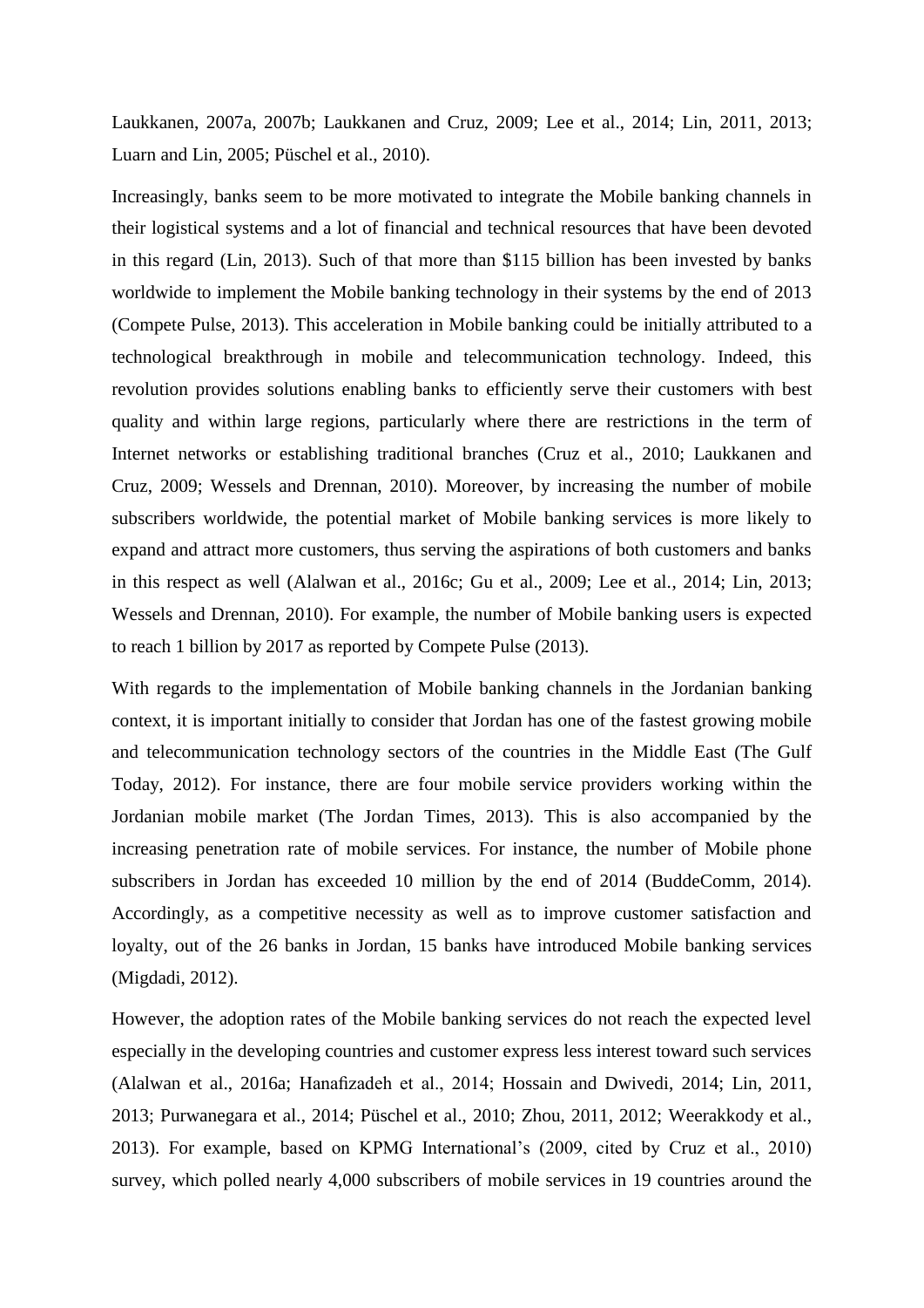Laukkanen, 2007a, 2007b; Laukkanen and Cruz, 2009; Lee et al., 2014; Lin, 2011, 2013; Luarn and Lin, 2005; Püschel et al., 2010).

Increasingly, banks seem to be more motivated to integrate the Mobile banking channels in their logistical systems and a lot of financial and technical resources that have been devoted in this regard (Lin, 2013). Such of that more than $115 billion has been invested by banks worldwide to implement the Mobile banking technology in their systems by the end of 2013 (Compete Pulse, 2013). This acceleration in Mobile banking could be initially attributed to a technological breakthrough in mobile and telecommunication technology. Indeed, this revolution provides solutions enabling banks to efficiently serve their customers with best quality and within large regions, particularly where there are restrictions in the term of Internet networks or establishing traditional branches (Cruz et al., 2010; Laukkanen and Cruz, 2009; Wessels and Drennan, 2010). Moreover, by increasing the number of mobile subscribers worldwide, the potential market of Mobile banking services is more likely to expand and attract more customers, thus serving the aspirations of both customers and banks in this respect as well (Alalwan et al., 2016c; Gu et al., 2009; Lee et al., 2014; Lin, 2013; Wessels and Drennan, 2010). For example, the number of Mobile banking users is expected to reach 1 billion by 2017 as reported by Compete Pulse (2013).

With regards to the implementation of Mobile banking channels in the Jordanian banking context, it is important initially to consider that Jordan has one of the fastest growing mobile and telecommunication technology sectors of the countries in the Middle East (The Gulf Today, 2012). For instance, there are four mobile service providers working within the Jordanian mobile market (The Jordan Times, 2013). This is also accompanied by the increasing penetration rate of mobile services. For instance, the number of Mobile phone subscribers in Jordan has exceeded 10 million by the end of 2014 (BuddeComm, 2014). Accordingly, as a competitive necessity as well as to improve customer satisfaction and loyalty, out of the 26 banks in Jordan, 15 banks have introduced Mobile banking services (Migdadi, 2012).

However, the adoption rates of the Mobile banking services do not reach the expected level especially in the developing countries and customer express less interest toward such services (Alalwan et al., 2016a; Hanafizadeh et al., 2014; Hossain and Dwivedi, 2014; Lin, 2011, 2013; Purwanegara et al., 2014; Püschel et al., 2010; Zhou, 2011, 2012; Weerakkody et al., 2013). For example, based on KPMG International's (2009, cited by Cruz et al., 2010) survey, which polled nearly 4,000 subscribers of mobile services in 19 countries around the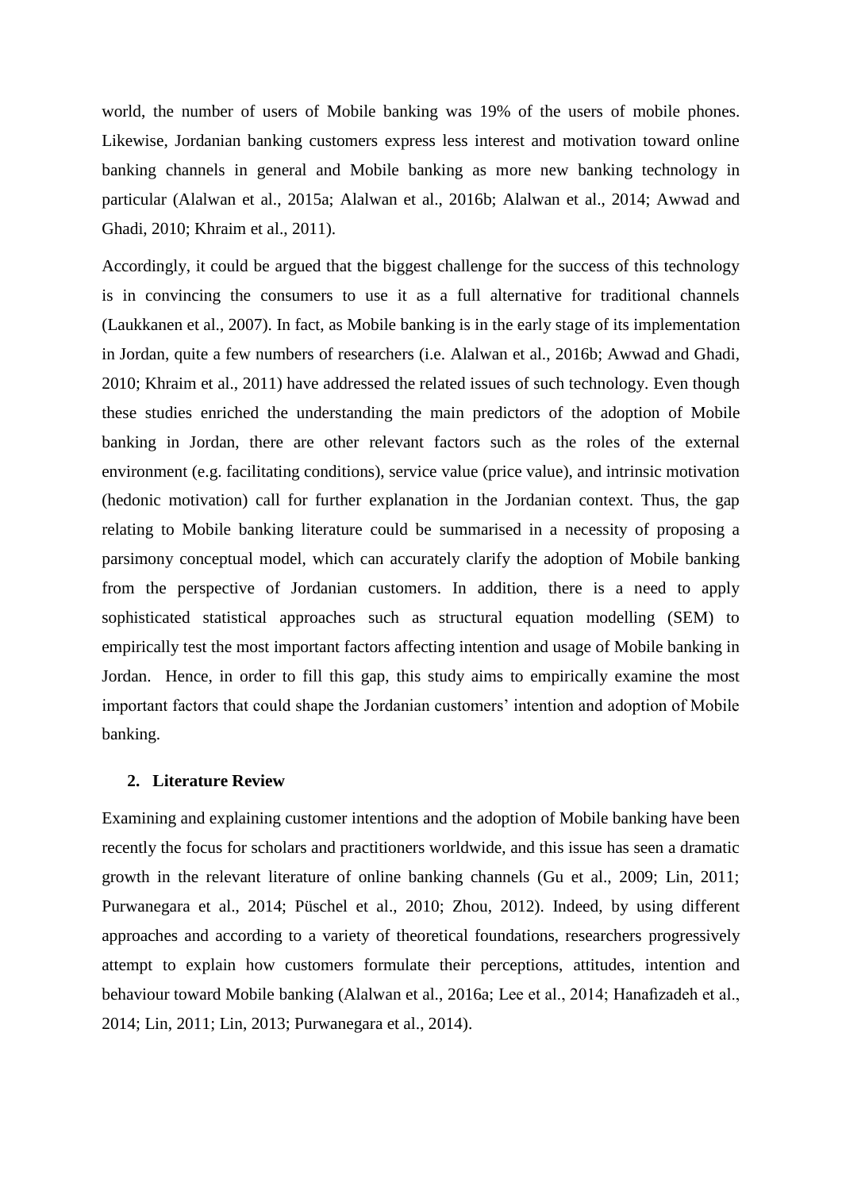world, the number of users of Mobile banking was 19% of the users of mobile phones. Likewise, Jordanian banking customers express less interest and motivation toward online banking channels in general and Mobile banking as more new banking technology in particular (Alalwan et al., 2015a; Alalwan et al., 2016b; Alalwan et al., 2014; Awwad and Ghadi, 2010; Khraim et al., 2011).

Accordingly, it could be argued that the biggest challenge for the success of this technology is in convincing the consumers to use it as a full alternative for traditional channels (Laukkanen et al., 2007). In fact, as Mobile banking is in the early stage of its implementation in Jordan, quite a few numbers of researchers (i.e. Alalwan et al., 2016b; Awwad and Ghadi, 2010; Khraim et al., 2011) have addressed the related issues of such technology. Even though these studies enriched the understanding the main predictors of the adoption of Mobile banking in Jordan, there are other relevant factors such as the roles of the external environment (e.g. facilitating conditions), service value (price value), and intrinsic motivation (hedonic motivation) call for further explanation in the Jordanian context. Thus, the gap relating to Mobile banking literature could be summarised in a necessity of proposing a parsimony conceptual model, which can accurately clarify the adoption of Mobile banking from the perspective of Jordanian customers. In addition, there is a need to apply sophisticated statistical approaches such as structural equation modelling (SEM) to empirically test the most important factors affecting intention and usage of Mobile banking in Jordan. Hence, in order to fill this gap, this study aims to empirically examine the most important factors that could shape the Jordanian customers' intention and adoption of Mobile banking.

## 2. Literature Review

Examining and explaining customer intentions and the adoption of Mobile banking have been recently the focus for scholars and practitioners worldwide, and this issue has seen a dramatic growth in the relevant literature of online banking channels (Gu et al., 2009; Lin, 2011; Purwanegara et al., 2014; Püschel et al., 2010; Zhou, 2012). Indeed, by using different approaches and according to a variety of theoretical foundations, researchers progressively attempt to explain how customers formulate their perceptions, attitudes, intention and behaviour toward Mobile banking (Alalwan et al., 2016a; Lee et al., 2014; Hanafizadeh et al., 2014; Lin, 2011; Lin, 2013; Purwanegara et al., 2014).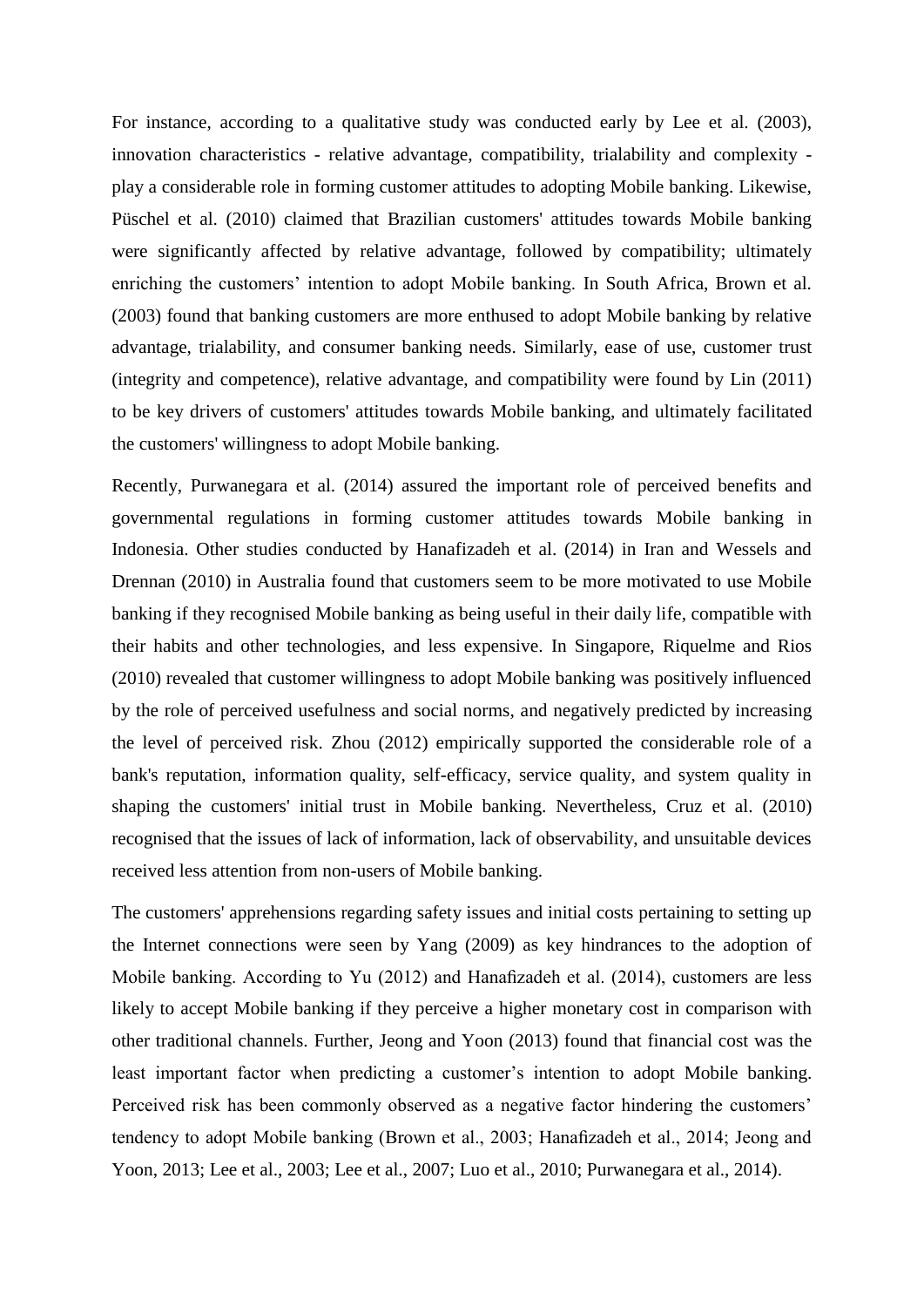For instance, according to a qualitative study was conducted early by Lee et al. (2003), innovation characteristics - relative advantage, compatibility, trialability and complexity - play a considerable role in forming customer attitudes to adopting Mobile banking. Likewise, Püschel et al. (2010) claimed that Brazilian customers' attitudes towards Mobile banking were significantly affected by relative advantage, followed by compatibility; ultimately enriching the customers' intention to adopt Mobile banking. In South Africa, Brown et al. (2003) found that banking customers are more enthused to adopt Mobile banking by relative advantage, trialability, and consumer banking needs. Similarly, ease of use, customer trust (integrity and competence), relative advantage, and compatibility were found by Lin (2011) to be key drivers of customers' attitudes towards Mobile banking, and ultimately facilitated the customers' willingness to adopt Mobile banking.

Recently, Purwanegara et al. (2014) assured the important role of perceived benefits and governmental regulations in forming customer attitudes towards Mobile banking in Indonesia. Other studies conducted by Hanafizadeh et al. (2014) in Iran and Wessels and Drennan (2010) in Australia found that customers seem to be more motivated to use Mobile banking if they recognised Mobile banking as being useful in their daily life, compatible with their habits and other technologies, and less expensive. In Singapore, Riquelme and Rios (2010) revealed that customer willingness to adopt Mobile banking was positively influenced by the role of perceived usefulness and social norms, and negatively predicted by increasing the level of perceived risk. Zhou (2012) empirically supported the considerable role of a bank's reputation, information quality, self-efficacy, service quality, and system quality in shaping the customers' initial trust in Mobile banking. Nevertheless, Cruz et al. (2010) recognised that the issues of lack of information, lack of observability, and unsuitable devices received less attention from non-users of Mobile banking.

The customers' apprehensions regarding safety issues and initial costs pertaining to setting up the Internet connections were seen by Yang (2009) as key hindrances to the adoption of Mobile banking. According to Yu (2012) and Hanafizadeh et al. (2014), customers are less likely to accept Mobile banking if they perceive a higher monetary cost in comparison with other traditional channels. Further, Jeong and Yoon (2013) found that financial cost was the least important factor when predicting a customer's intention to adopt Mobile banking. Perceived risk has been commonly observed as a negative factor hindering the customers' tendency to adopt Mobile banking (Brown et al., 2003; Hanafizadeh et al., 2014; Jeong and Yoon, 2013; Lee et al., 2003; Lee et al., 2007; Luo et al., 2010; Purwanegara et al., 2014).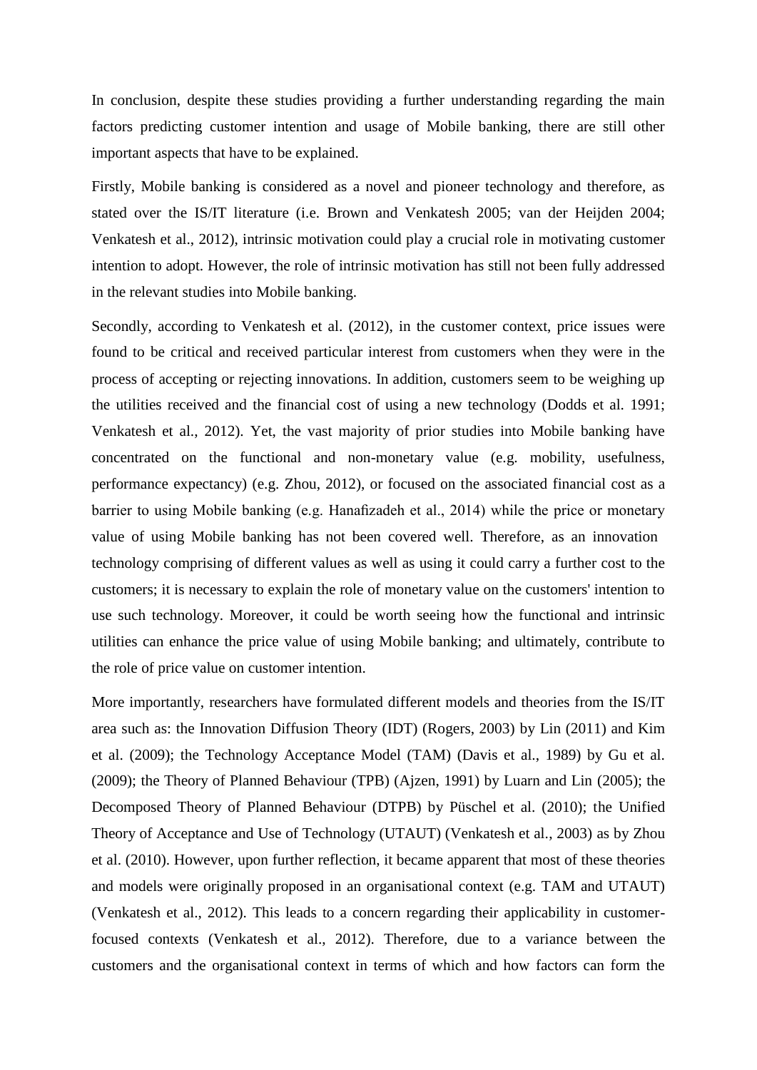In conclusion, despite these studies providing a further understanding regarding the main factors predicting customer intention and usage of Mobile banking, there are still other important aspects that have to be explained.

Firstly, Mobile banking is considered as a novel and pioneer technology and therefore, as stated over the IS/IT literature (i.e. Brown and Venkatesh 2005; van der Heijden 2004; Venkatesh et al., 2012), intrinsic motivation could play a crucial role in motivating customer intention to adopt. However, the role of intrinsic motivation has still not been fully addressed in the relevant studies into Mobile banking.

Secondly, according to Venkatesh et al. (2012), in the customer context, price issues were found to be critical and received particular interest from customers when they were in the process of accepting or rejecting innovations. In addition, customers seem to be weighing up the utilities received and the financial cost of using a new technology (Dodds et al. 1991; Venkatesh et al., 2012). Yet, the vast majority of prior studies into Mobile banking have concentrated on the functional and non-monetary value (e.g. mobility, usefulness, performance expectancy) (e.g. Zhou, 2012), or focused on the associated financial cost as a barrier to using Mobile banking (e.g. Hanafizadeh et al., 2014) while the price or monetary value of using Mobile banking has not been covered well. Therefore, as an innovation technology comprising of different values as well as using it could carry a further cost to the customers; it is necessary to explain the role of monetary value on the customers' intention to use such technology. Moreover, it could be worth seeing how the functional and intrinsic utilities can enhance the price value of using Mobile banking; and ultimately, contribute to the role of price value on customer intention.

More importantly, researchers have formulated different models and theories from the IS/IT area such as: the Innovation Diffusion Theory (IDT) (Rogers, 2003) by Lin (2011) and Kim et al. (2009); the Technology Acceptance Model (TAM) (Davis et al., 1989) by Gu et al. (2009); the Theory of Planned Behaviour (TPB) (Ajzen, 1991) by Luarn and Lin (2005); the Decomposed Theory of Planned Behaviour (DTPB) by Püschel et al. (2010); the Unified Theory of Acceptance and Use of Technology (UTAUT) (Venkatesh et al., 2003) as by Zhou et al. (2010). However, upon further reflection, it became apparent that most of these theories and models were originally proposed in an organisational context (e.g. TAM and UTAUT) (Venkatesh et al., 2012). This leads to a concern regarding their applicability in customer-focused contexts (Venkatesh et al., 2012). Therefore, due to a variance between the customers and the organisational context in terms of which and how factors can form the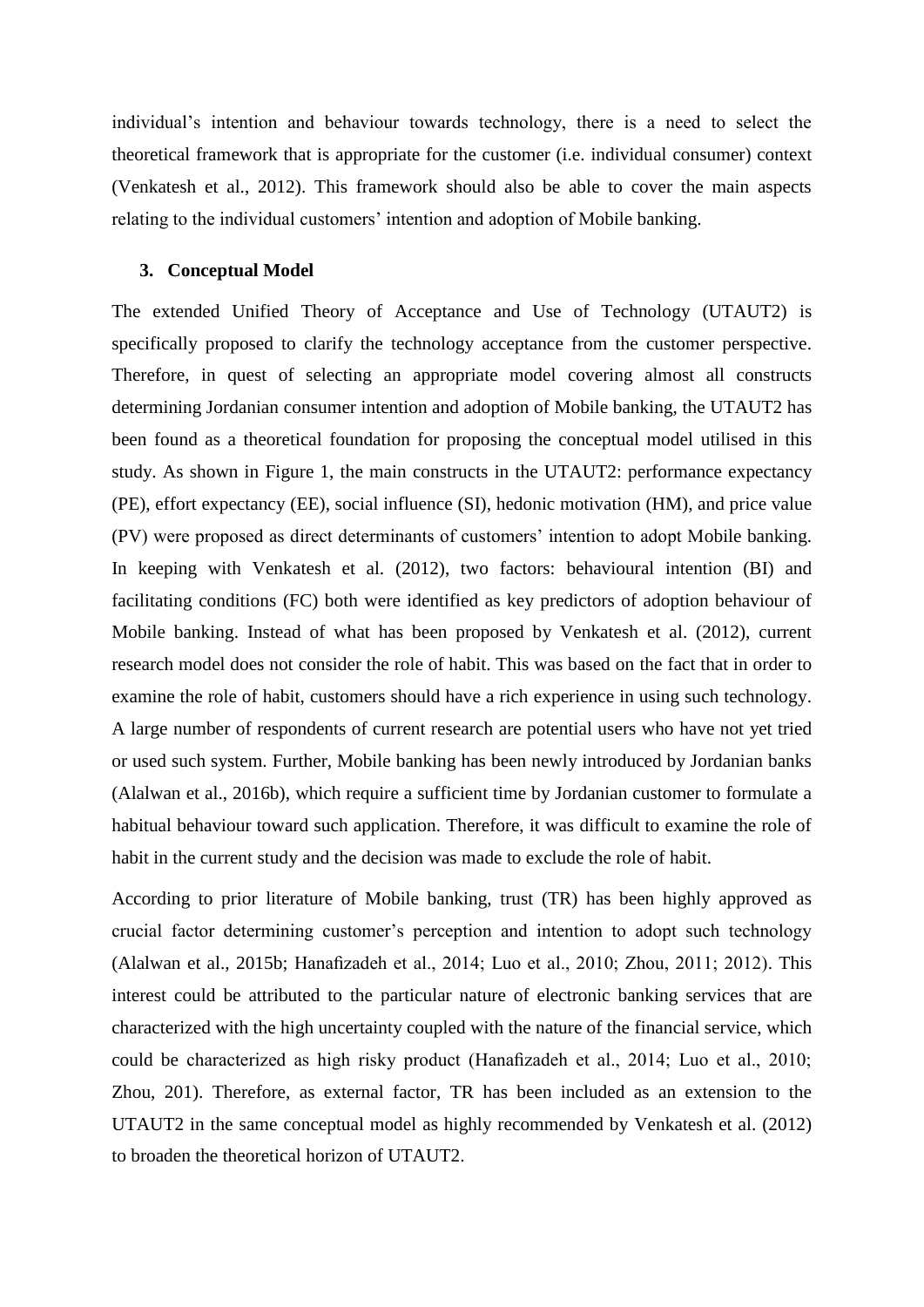individual's intention and behaviour towards technology, there is a need to select the theoretical framework that is appropriate for the customer (i.e. individual consumer) context (Venkatesh et al., 2012). This framework should also be able to cover the main aspects relating to the individual customers' intention and adoption of Mobile banking.

## 3. Conceptual Model

The extended Unified Theory of Acceptance and Use of Technology (UTAUT2) is specifically proposed to clarify the technology acceptance from the customer perspective. Therefore, in quest of selecting an appropriate model covering almost all constructs determining Jordanian consumer intention and adoption of Mobile banking, the UTAUT2 has been found as a theoretical foundation for proposing the conceptual model utilised in this study. As shown in Figure 1, the main constructs in the UTAUT2: performance expectancy (PE), effort expectancy (EE), social influence (SI), hedonic motivation (HM), and price value (PV) were proposed as direct determinants of customers' intention to adopt Mobile banking. In keeping with Venkatesh et al. (2012), two factors: behavioural intention (BI) and facilitating conditions (FC) both were identified as key predictors of adoption behaviour of Mobile banking. Instead of what has been proposed by Venkatesh et al. (2012), current research model does not consider the role of habit. This was based on the fact that in order to examine the role of habit, customers should have a rich experience in using such technology. A large number of respondents of current research are potential users who have not yet tried or used such system. Further, Mobile banking has been newly introduced by Jordanian banks (Alalwan et al., 2016b), which require a sufficient time by Jordanian customer to formulate a habitual behaviour toward such application. Therefore, it was difficult to examine the role of habit in the current study and the decision was made to exclude the role of habit.

According to prior literature of Mobile banking, trust (TR) has been highly approved as crucial factor determining customer's perception and intention to adopt such technology (Alalwan et al., 2015b; Hanafizadeh et al., 2014; Luo et al., 2010; Zhou, 2011; 2012). This interest could be attributed to the particular nature of electronic banking services that are characterized with the high uncertainty coupled with the nature of the financial service, which could be characterized as high risky product (Hanafizadeh et al., 2014; Luo et al., 2010; Zhou, 201). Therefore, as external factor, TR has been included as an extension to the UTAUT2 in the same conceptual model as highly recommended by Venkatesh et al. (2012) to broaden the theoretical horizon of UTAUT2.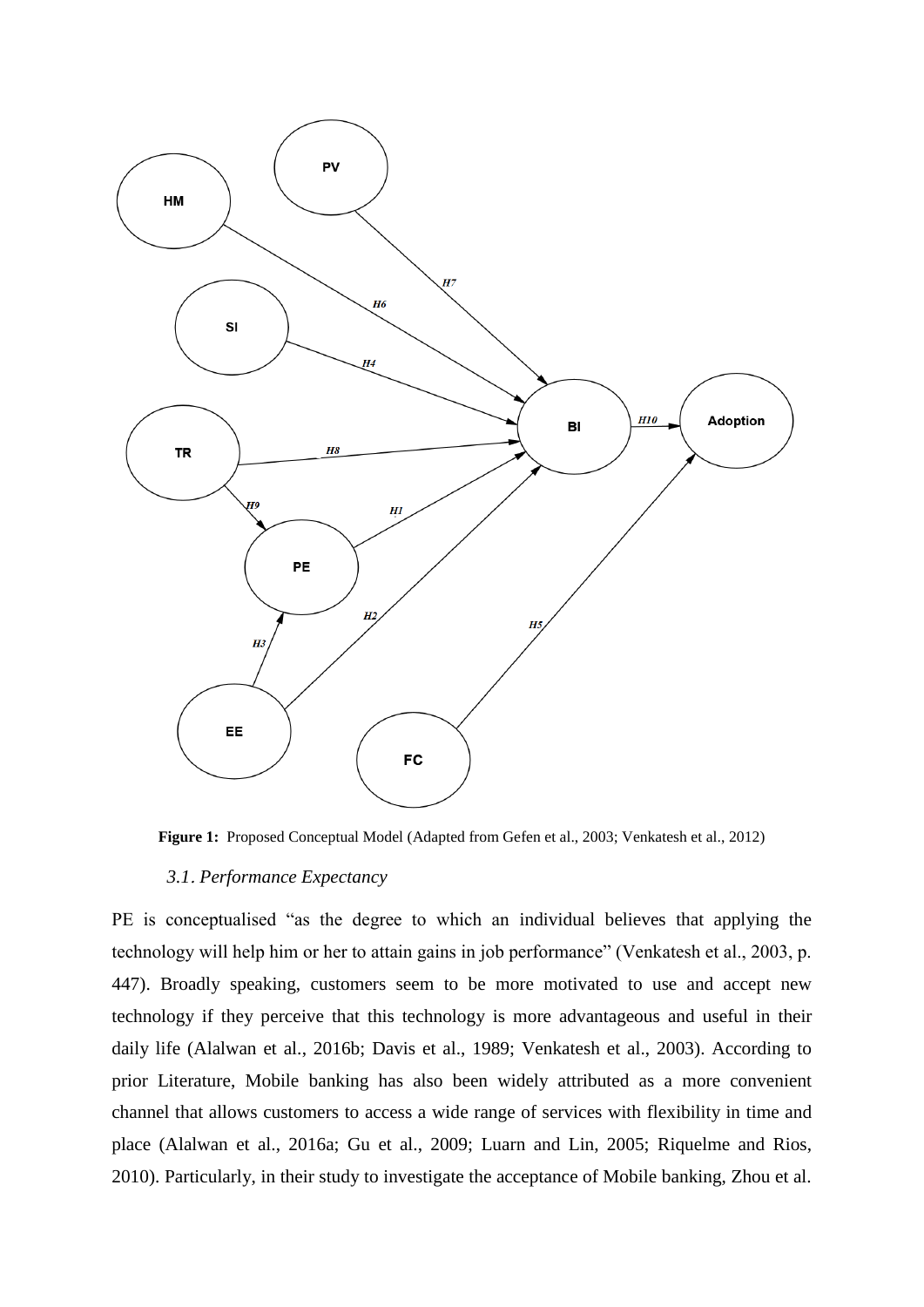**Figure 1:** Proposed Conceptual Model (Adapted from Gefen et al., 2003; Venkatesh et al., 2012)

### *3.1. Performance Expectancy*

PE is conceptualised "as the degree to which an individual believes that applying the technology will help him or her to attain gains in job performance" (Venkatesh et al., 2003, p. 447). Broadly speaking, customers seem to be more motivated to use and accept new technology if they perceive that this technology is more advantageous and useful in their daily life (Alalwan et al., 2016b; Davis et al., 1989; Venkatesh et al., 2003). According to prior Literature, Mobile banking has also been widely attributed as a more convenient channel that allows customers to access a wide range of services with flexibility in time and place (Alalwan et al., 2016a; Gu et al., 2009; Luarn and Lin, 2005; Riquelme and Rios, 2010). Particularly, in their study to investigate the acceptance of Mobile banking, Zhou et al.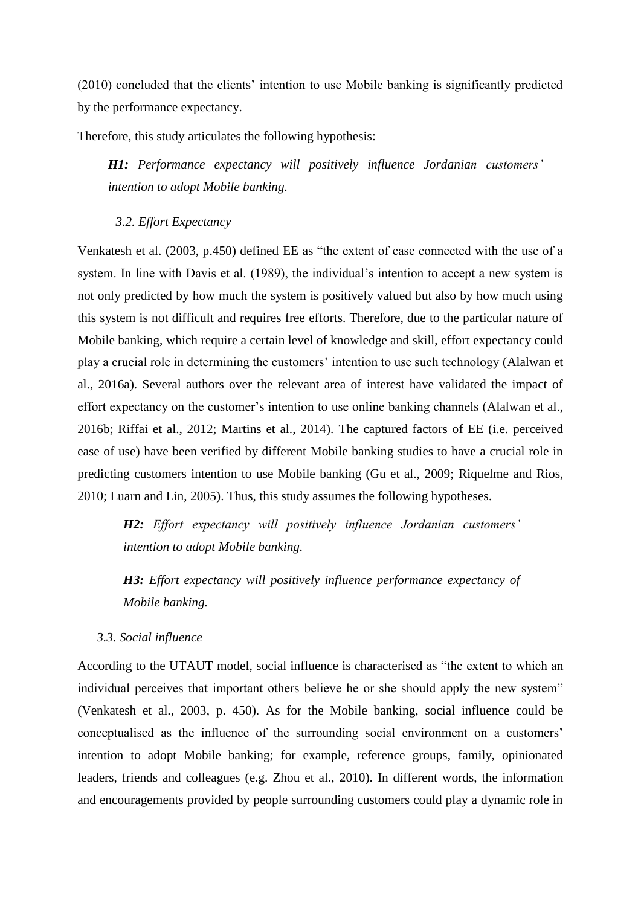(2010) concluded that the clients' intention to use Mobile banking is significantly predicted by the performance expectancy.

Therefore, this study articulates the following hypothesis:

> ***H1:*** *Performance expectancy will positively influence Jordanian customers' intention to adopt Mobile banking.*

### *3.2. Effort Expectancy*

Venkatesh et al. (2003, p.450) defined EE as "the extent of ease connected with the use of a system. In line with Davis et al. (1989), the individual's intention to accept a new system is not only predicted by how much the system is positively valued but also by how much using this system is not difficult and requires free efforts. Therefore, due to the particular nature of Mobile banking, which require a certain level of knowledge and skill, effort expectancy could play a crucial role in determining the customers' intention to use such technology (Alalwan et al., 2016a). Several authors over the relevant area of interest have validated the impact of effort expectancy on the customer's intention to use online banking channels (Alalwan et al., 2016b; Riffai et al., 2012; Martins et al., 2014). The captured factors of EE (i.e. perceived ease of use) have been verified by different Mobile banking studies to have a crucial role in predicting customers intention to use Mobile banking (Gu et al., 2009; Riquelme and Rios, 2010; Luarn and Lin, 2005). Thus, this study assumes the following hypotheses.

> ***H2:*** *Effort expectancy will positively influence Jordanian customers' intention to adopt Mobile banking.*
>
> ***H3:*** *Effort expectancy will positively influence performance expectancy of Mobile banking.*

### *3.3. Social influence*

According to the UTAUT model, social influence is characterised as "the extent to which an individual perceives that important others believe he or she should apply the new system" (Venkatesh et al., 2003, p. 450). As for the Mobile banking, social influence could be conceptualised as the influence of the surrounding social environment on a customers' intention to adopt Mobile banking; for example, reference groups, family, opinionated leaders, friends and colleagues (e.g. Zhou et al., 2010). In different words, the information and encouragements provided by people surrounding customers could play a dynamic role in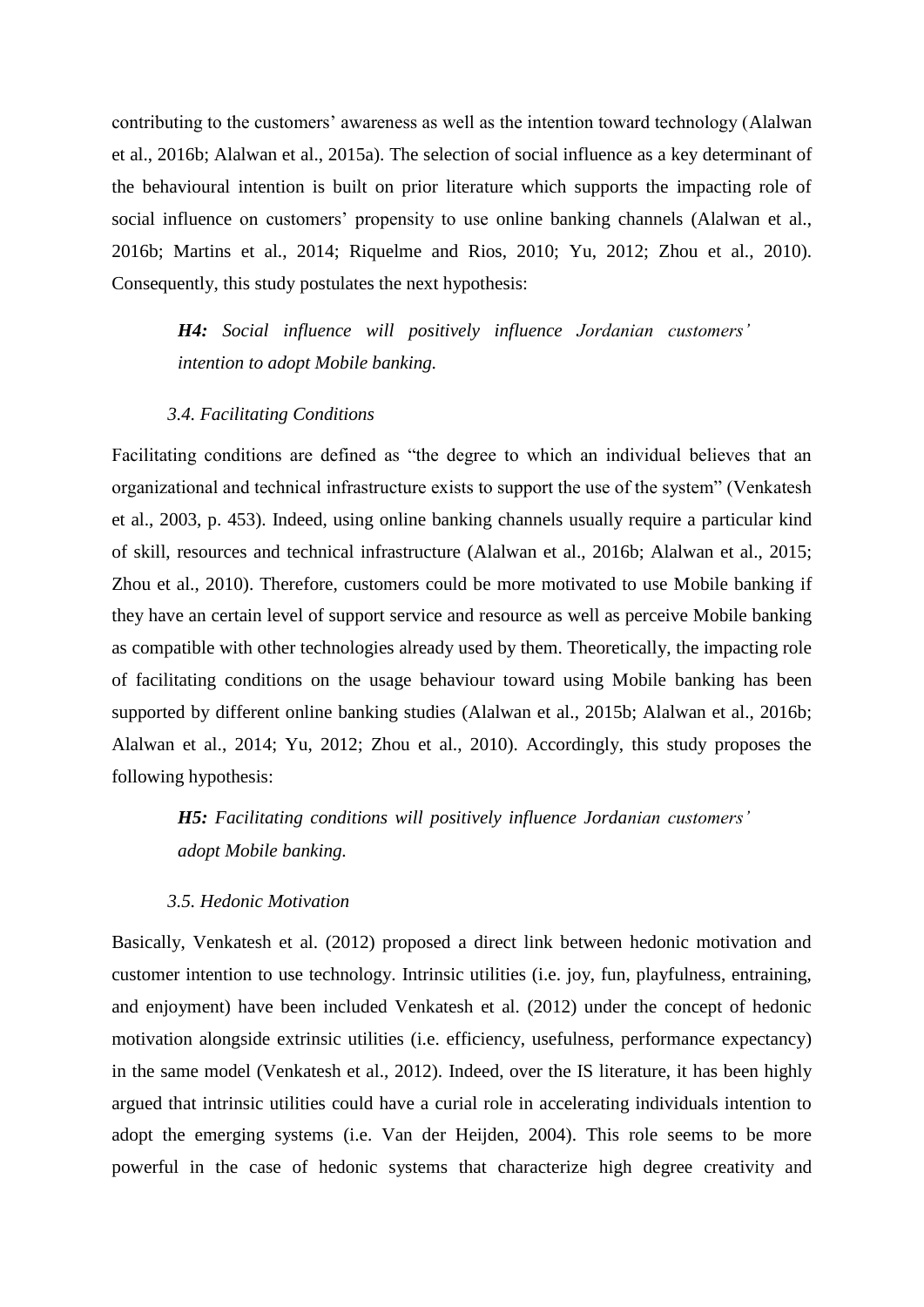contributing to the customers' awareness as well as the intention toward technology (Alalwan et al., 2016b; Alalwan et al., 2015a). The selection of social influence as a key determinant of the behavioural intention is built on prior literature which supports the impacting role of social influence on customers' propensity to use online banking channels (Alalwan et al., 2016b; Martins et al., 2014; Riquelme and Rios, 2010; Yu, 2012; Zhou et al., 2010). Consequently, this study postulates the next hypothesis:

> ***H4:*** *Social influence will positively influence Jordanian customers' intention to adopt Mobile banking.*

### *3.4. Facilitating Conditions*

Facilitating conditions are defined as "the degree to which an individual believes that an organizational and technical infrastructure exists to support the use of the system" (Venkatesh et al., 2003, p. 453). Indeed, using online banking channels usually require a particular kind of skill, resources and technical infrastructure (Alalwan et al., 2016b; Alalwan et al., 2015; Zhou et al., 2010). Therefore, customers could be more motivated to use Mobile banking if they have an certain level of support service and resource as well as perceive Mobile banking as compatible with other technologies already used by them. Theoretically, the impacting role of facilitating conditions on the usage behaviour toward using Mobile banking has been supported by different online banking studies (Alalwan et al., 2015b; Alalwan et al., 2016b; Alalwan et al., 2014; Yu, 2012; Zhou et al., 2010). Accordingly, this study proposes the following hypothesis:

> ***H5:*** *Facilitating conditions will positively influence Jordanian customers' adopt Mobile banking.*

### *3.5. Hedonic Motivation*

Basically, Venkatesh et al. (2012) proposed a direct link between hedonic motivation and customer intention to use technology. Intrinsic utilities (i.e. joy, fun, playfulness, entraining, and enjoyment) have been included Venkatesh et al. (2012) under the concept of hedonic motivation alongside extrinsic utilities (i.e. efficiency, usefulness, performance expectancy) in the same model (Venkatesh et al., 2012). Indeed, over the IS literature, it has been highly argued that intrinsic utilities could have a curial role in accelerating individuals intention to adopt the emerging systems (i.e. Van der Heijden, 2004). This role seems to be more powerful in the case of hedonic systems that characterize high degree creativity and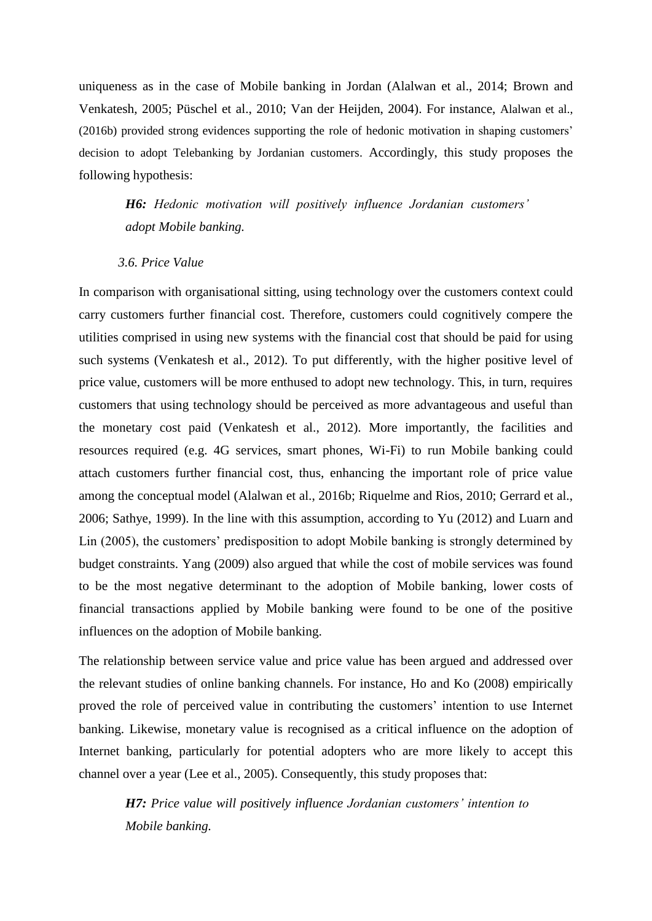uniqueness as in the case of Mobile banking in Jordan (Alalwan et al., 2014; Brown and Venkatesh, 2005; Püschel et al., 2010; Van der Heijden, 2004). For instance, Alalwan et al., (2016b) provided strong evidences supporting the role of hedonic motivation in shaping customers' decision to adopt Telebanking by Jordanian customers. Accordingly, this study proposes the following hypothesis:

> ***H6:*** *Hedonic motivation will positively influence Jordanian customers' adopt Mobile banking.*

### *3.6. Price Value*

In comparison with organisational sitting, using technology over the customers context could carry customers further financial cost. Therefore, customers could cognitively compere the utilities comprised in using new systems with the financial cost that should be paid for using such systems (Venkatesh et al., 2012). To put differently, with the higher positive level of price value, customers will be more enthused to adopt new technology. This, in turn, requires customers that using technology should be perceived as more advantageous and useful than the monetary cost paid (Venkatesh et al., 2012). More importantly, the facilities and resources required (e.g. 4G services, smart phones, Wi-Fi) to run Mobile banking could attach customers further financial cost, thus, enhancing the important role of price value among the conceptual model (Alalwan et al., 2016b; Riquelme and Rios, 2010; Gerrard et al., 2006; Sathye, 1999). In the line with this assumption, according to Yu (2012) and Luarn and Lin (2005), the customers' predisposition to adopt Mobile banking is strongly determined by budget constraints. Yang (2009) also argued that while the cost of mobile services was found to be the most negative determinant to the adoption of Mobile banking, lower costs of financial transactions applied by Mobile banking were found to be one of the positive influences on the adoption of Mobile banking.

The relationship between service value and price value has been argued and addressed over the relevant studies of online banking channels. For instance, Ho and Ko (2008) empirically proved the role of perceived value in contributing the customers' intention to use Internet banking. Likewise, monetary value is recognised as a critical influence on the adoption of Internet banking, particularly for potential adopters who are more likely to accept this channel over a year (Lee et al., 2005). Consequently, this study proposes that:

> ***H7:*** *Price value will positively influence Jordanian customers' intention to Mobile banking.*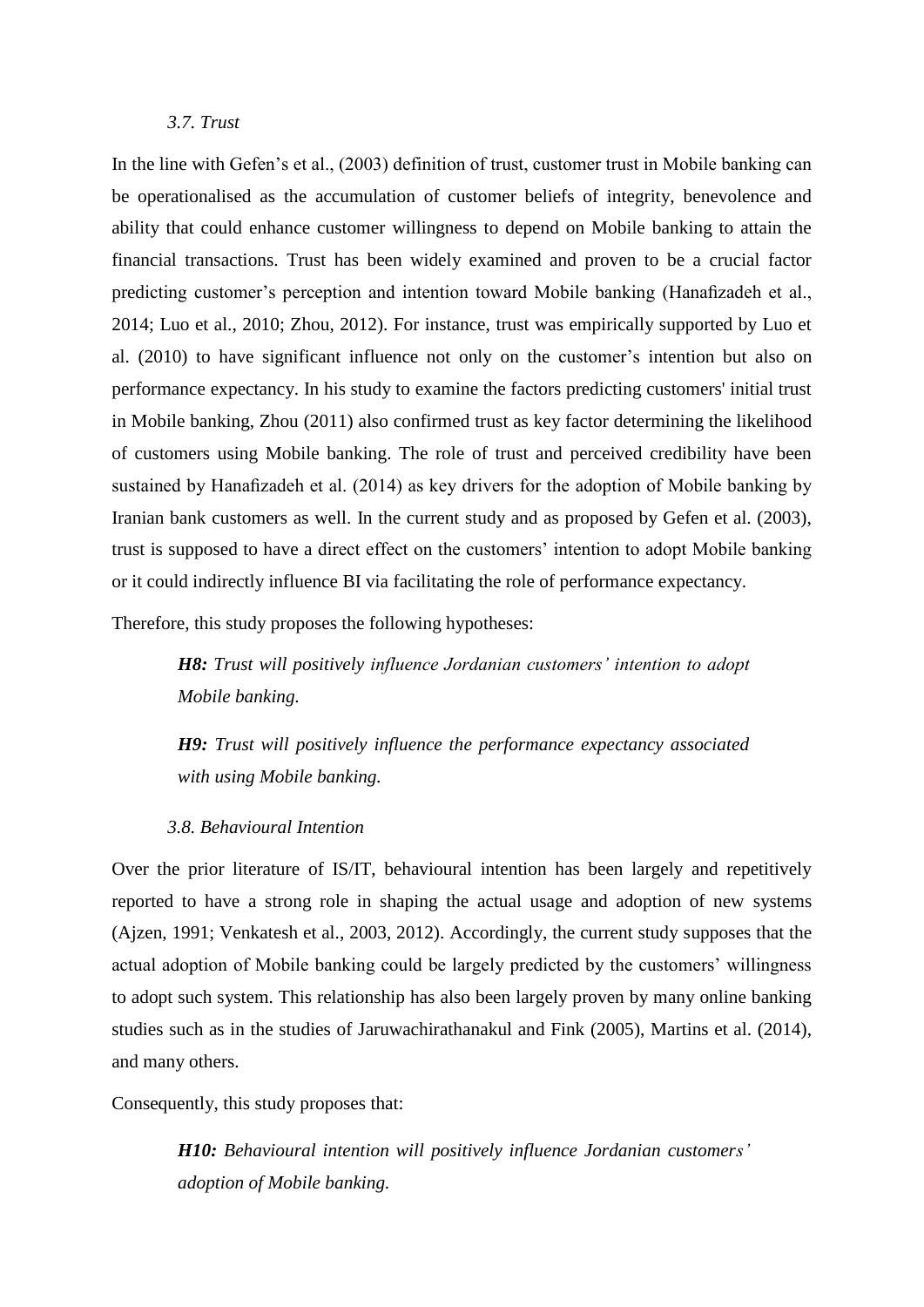### 3.7. Trust

In the line with Gefen's et al., (2003) definition of trust, customer trust in Mobile banking can be operationalised as the accumulation of customer beliefs of integrity, benevolence and ability that could enhance customer willingness to depend on Mobile banking to attain the financial transactions. Trust has been widely examined and proven to be a crucial factor predicting customer's perception and intention toward Mobile banking (Hanafizadeh et al., 2014; Luo et al., 2010; Zhou, 2012). For instance, trust was empirically supported by Luo et al. (2010) to have significant influence not only on the customer's intention but also on performance expectancy. In his study to examine the factors predicting customers' initial trust in Mobile banking, Zhou (2011) also confirmed trust as key factor determining the likelihood of customers using Mobile banking. The role of trust and perceived credibility have been sustained by Hanafizadeh et al. (2014) as key drivers for the adoption of Mobile banking by Iranian bank customers as well. In the current study and as proposed by Gefen et al. (2003), trust is supposed to have a direct effect on the customers' intention to adopt Mobile banking or it could indirectly influence BI via facilitating the role of performance expectancy.

Therefore, this study proposes the following hypotheses:

> ***H8:*** *Trust will positively influence Jordanian customers' intention to adopt Mobile banking.*
>
> ***H9:*** *Trust will positively influence the performance expectancy associated with using Mobile banking.*

### 3.8. Behavioural Intention

Over the prior literature of IS/IT, behavioural intention has been largely and repetitively reported to have a strong role in shaping the actual usage and adoption of new systems (Ajzen, 1991; Venkatesh et al., 2003, 2012). Accordingly, the current study supposes that the actual adoption of Mobile banking could be largely predicted by the customers' willingness to adopt such system. This relationship has also been largely proven by many online banking studies such as in the studies of Jaruwachirathanakul and Fink (2005), Martins et al. (2014), and many others.

Consequently, this study proposes that:

> ***H10:*** *Behavioural intention will positively influence Jordanian customers' adoption of Mobile banking.*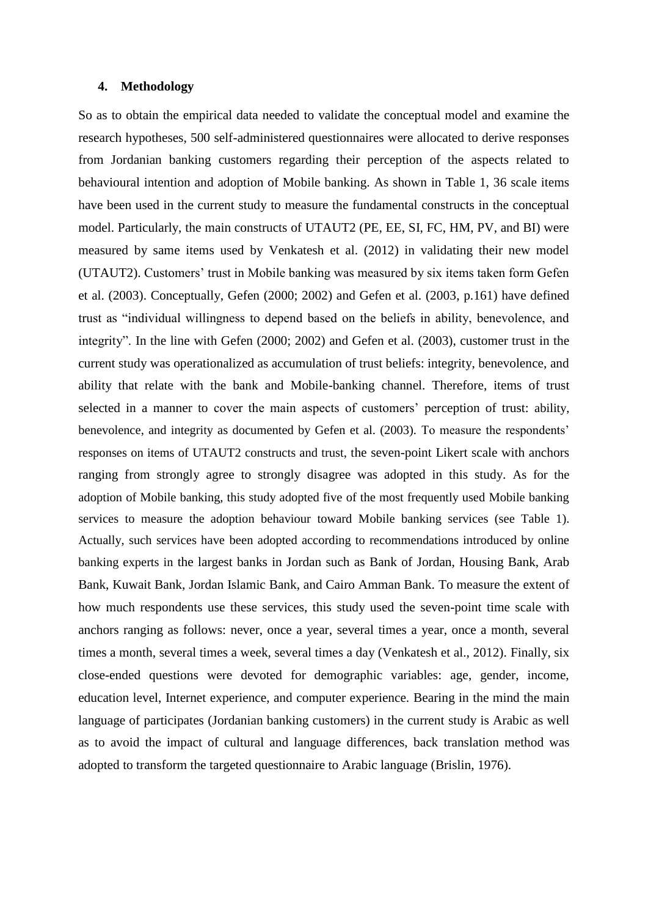## 4. Methodology

So as to obtain the empirical data needed to validate the conceptual model and examine the research hypotheses, 500 self-administered questionnaires were allocated to derive responses from Jordanian banking customers regarding their perception of the aspects related to behavioural intention and adoption of Mobile banking. As shown in Table 1, 36 scale items have been used in the current study to measure the fundamental constructs in the conceptual model. Particularly, the main constructs of UTAUT2 (PE, EE, SI, FC, HM, PV, and BI) were measured by same items used by Venkatesh et al. (2012) in validating their new model (UTAUT2). Customers' trust in Mobile banking was measured by six items taken form Gefen et al. (2003). Conceptually, Gefen (2000; 2002) and Gefen et al. (2003, p.161) have defined trust as "individual willingness to depend based on the beliefs in ability, benevolence, and integrity". In the line with Gefen (2000; 2002) and Gefen et al. (2003), customer trust in the current study was operationalized as accumulation of trust beliefs: integrity, benevolence, and ability that relate with the bank and Mobile-banking channel. Therefore, items of trust selected in a manner to cover the main aspects of customers' perception of trust: ability, benevolence, and integrity as documented by Gefen et al. (2003). To measure the respondents' responses on items of UTAUT2 constructs and trust, the seven-point Likert scale with anchors ranging from strongly agree to strongly disagree was adopted in this study. As for the adoption of Mobile banking, this study adopted five of the most frequently used Mobile banking services to measure the adoption behaviour toward Mobile banking services (see Table 1). Actually, such services have been adopted according to recommendations introduced by online banking experts in the largest banks in Jordan such as Bank of Jordan, Housing Bank, Arab Bank, Kuwait Bank, Jordan Islamic Bank, and Cairo Amman Bank. To measure the extent of how much respondents use these services, this study used the seven-point time scale with anchors ranging as follows: never, once a year, several times a year, once a month, several times a month, several times a week, several times a day (Venkatesh et al., 2012). Finally, six close-ended questions were devoted for demographic variables: age, gender, income, education level, Internet experience, and computer experience. Bearing in the mind the main language of participates (Jordanian banking customers) in the current study is Arabic as well as to avoid the impact of cultural and language differences, back translation method was adopted to transform the targeted questionnaire to Arabic language (Brislin, 1976).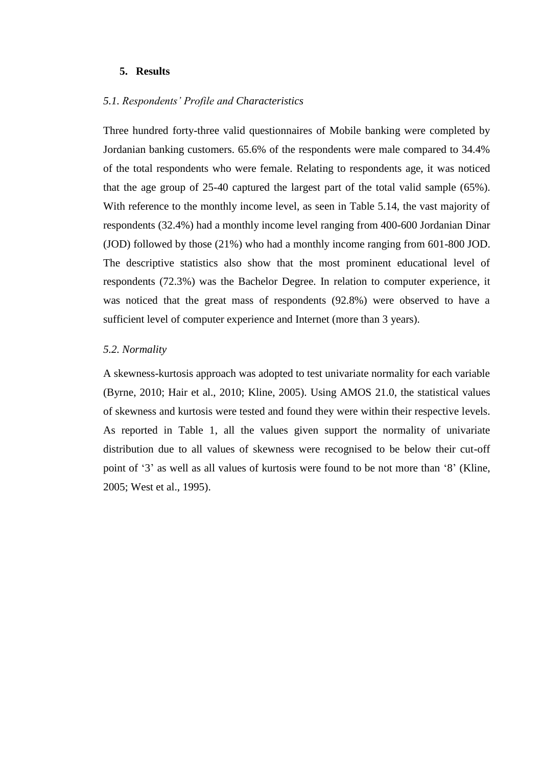## 5. Results

### *5.1. Respondents' Profile and Characteristics*

Three hundred forty-three valid questionnaires of Mobile banking were completed by Jordanian banking customers. 65.6% of the respondents were male compared to 34.4% of the total respondents who were female. Relating to respondents age, it was noticed that the age group of 25-40 captured the largest part of the total valid sample (65%). With reference to the monthly income level, as seen in Table 5.14, the vast majority of respondents (32.4%) had a monthly income level ranging from 400-600 Jordanian Dinar (JOD) followed by those (21%) who had a monthly income ranging from 601-800 JOD. The descriptive statistics also show that the most prominent educational level of respondents (72.3%) was the Bachelor Degree. In relation to computer experience, it was noticed that the great mass of respondents (92.8%) were observed to have a sufficient level of computer experience and Internet (more than 3 years).

### *5.2. Normality*

A skewness-kurtosis approach was adopted to test univariate normality for each variable (Byrne, 2010; Hair et al., 2010; Kline, 2005). Using AMOS 21.0, the statistical values of skewness and kurtosis were tested and found they were within their respective levels. As reported in Table 1, all the values given support the normality of univariate distribution due to all values of skewness were recognised to be below their cut-off point of '3' as well as all values of kurtosis were found to be not more than '8' (Kline, 2005; West et al., 1995).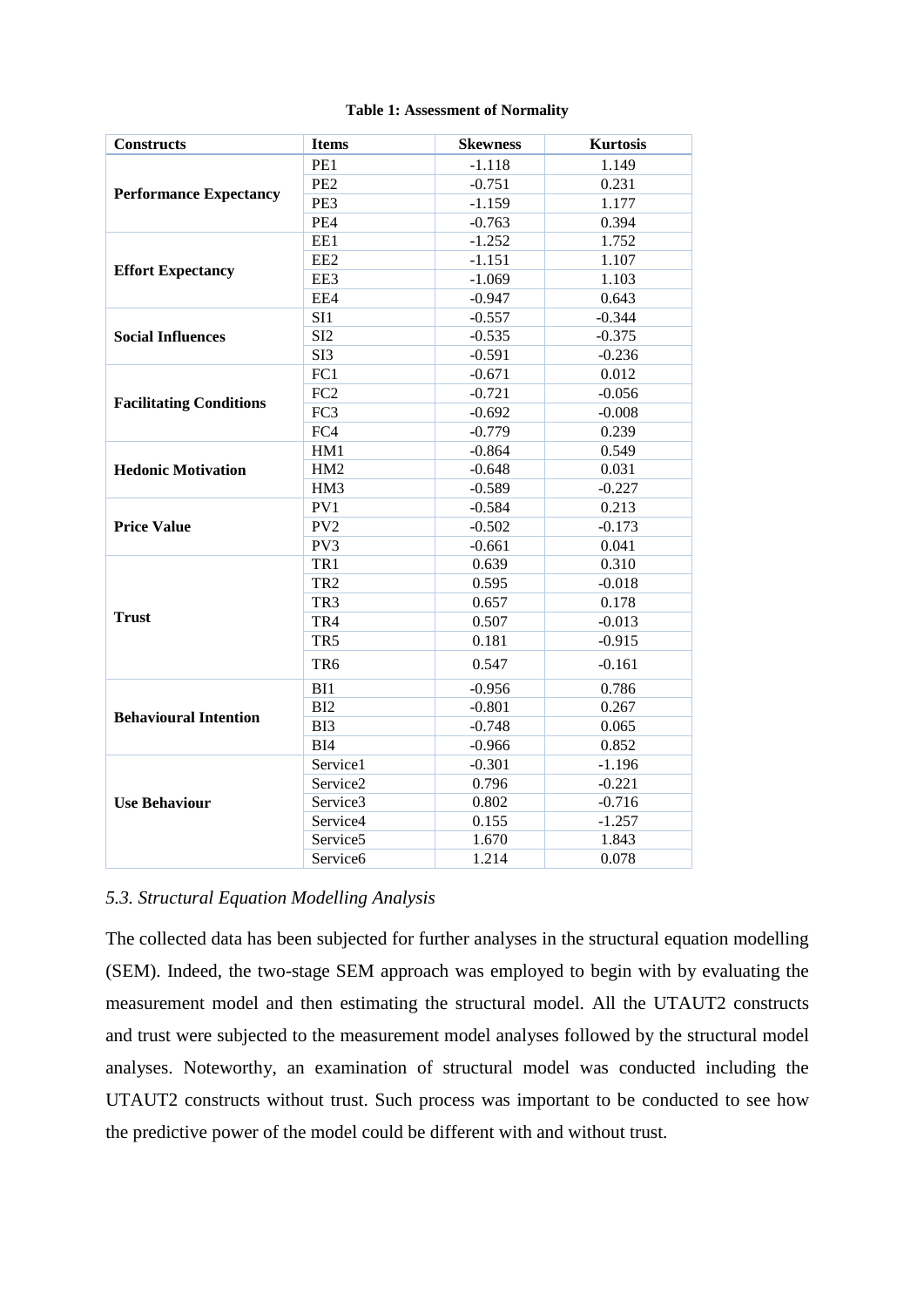**Table 1: Assessment of Normality**

| Constructs | Items | Skewness | Kurtosis |
|---|---|---|---|
| **Performance Expectancy** | PE1 | -1.118 | 1.149 |
| | PE2 | -0.751 | 0.231 |
| | PE3 | -1.159 | 1.177 |
| | PE4 | -0.763 | 0.394 |
| **Effort Expectancy** | EE1 | -1.252 | 1.752 |
| | EE2 | -1.151 | 1.107 |
| | EE3 | -1.069 | 1.103 |
| | EE4 | -0.947 | 0.643 |
| **Social Influences** | SI1 | -0.557 | -0.344 |
| | SI2 | -0.535 | -0.375 |
| | SI3 | -0.591 | -0.236 |
| **Facilitating Conditions** | FC1 | -0.671 | 0.012 |
| | FC2 | -0.721 | -0.056 |
| | FC3 | -0.692 | -0.008 |
| | FC4 | -0.779 | 0.239 |
| **Hedonic Motivation** | HM1 | -0.864 | 0.549 |
| | HM2 | -0.648 | 0.031 |
| | HM3 | -0.589 | -0.227 |
| **Price Value** | PV1 | -0.584 | 0.213 |
| | PV2 | -0.502 | -0.173 |
| | PV3 | -0.661 | 0.041 |
| **Trust** | TR1 | 0.639 | 0.310 |
| | TR2 | 0.595 | -0.018 |
| | TR3 | 0.657 | 0.178 |
| | TR4 | 0.507 | -0.013 |
| | TR5 | 0.181 | -0.915 |
| | TR6 | 0.547 | -0.161 |
| **Behavioural Intention** | BI1 | -0.956 | 0.786 |
| | BI2 | -0.801 | 0.267 |
| | BI3 | -0.748 | 0.065 |
| | BI4 | -0.966 | 0.852 |
| **Use Behaviour** | Service1 | -0.301 | -1.196 |
| | Service2 | 0.796 | -0.221 |
| | Service3 | 0.802 | -0.716 |
| | Service4 | 0.155 | -1.257 |
| | Service5 | 1.670 | 1.843 |
| | Service6 | 1.214 | 0.078 |

*5.3. Structural Equation Modelling Analysis*

The collected data has been subjected for further analyses in the structural equation modelling (SEM). Indeed, the two-stage SEM approach was employed to begin with by evaluating the measurement model and then estimating the structural model. All the UTAUT2 constructs and trust were subjected to the measurement model analyses followed by the structural model analyses. Noteworthy, an examination of structural model was conducted including the UTAUT2 constructs without trust. Such process was important to be conducted to see how the predictive power of the model could be different with and without trust.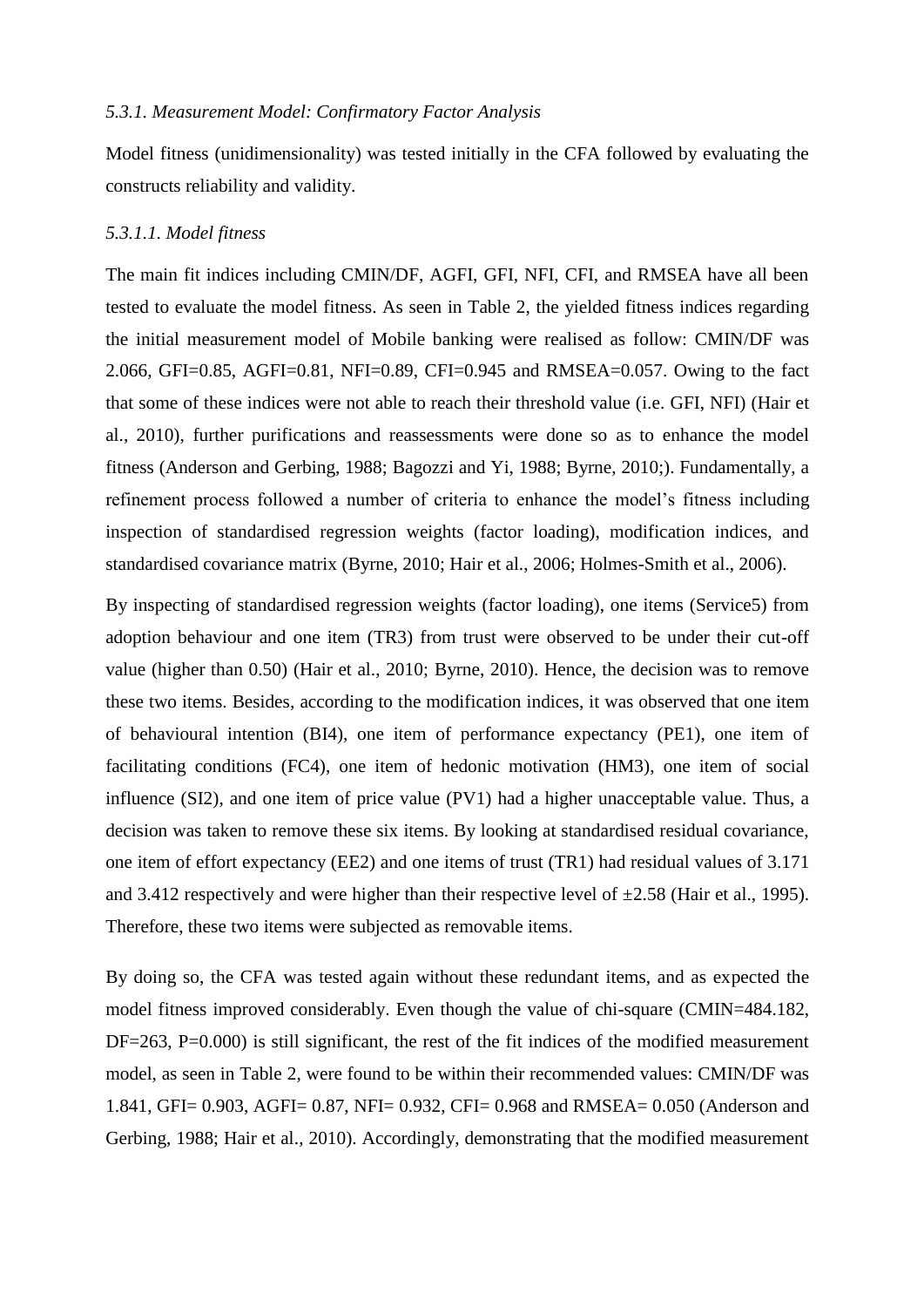*5.3.1. Measurement Model: Confirmatory Factor Analysis*

Model fitness (unidimensionality) was tested initially in the CFA followed by evaluating the constructs reliability and validity.

*5.3.1.1. Model fitness*

The main fit indices including CMIN/DF, AGFI, GFI, NFI, CFI, and RMSEA have all been tested to evaluate the model fitness. As seen in Table 2, the yielded fitness indices regarding the initial measurement model of Mobile banking were realised as follow: CMIN/DF was 2.066, GFI=0.85, AGFI=0.81, NFI=0.89, CFI=0.945 and RMSEA=0.057. Owing to the fact that some of these indices were not able to reach their threshold value (i.e. GFI, NFI) (Hair et al., 2010), further purifications and reassessments were done so as to enhance the model fitness (Anderson and Gerbing, 1988; Bagozzi and Yi, 1988; Byrne, 2010;). Fundamentally, a refinement process followed a number of criteria to enhance the model's fitness including inspection of standardised regression weights (factor loading), modification indices, and standardised covariance matrix (Byrne, 2010; Hair et al., 2006; Holmes-Smith et al., 2006).

By inspecting of standardised regression weights (factor loading), one items (Service5) from adoption behaviour and one item (TR3) from trust were observed to be under their cut-off value (higher than 0.50) (Hair et al., 2010; Byrne, 2010). Hence, the decision was to remove these two items. Besides, according to the modification indices, it was observed that one item of behavioural intention (BI4), one item of performance expectancy (PE1), one item of facilitating conditions (FC4), one item of hedonic motivation (HM3), one item of social influence (SI2), and one item of price value (PV1) had a higher unacceptable value. Thus, a decision was taken to remove these six items. By looking at standardised residual covariance, one item of effort expectancy (EE2) and one items of trust (TR1) had residual values of 3.171 and 3.412 respectively and were higher than their respective level of ±2.58 (Hair et al., 1995). Therefore, these two items were subjected as removable items.

By doing so, the CFA was tested again without these redundant items, and as expected the model fitness improved considerably. Even though the value of chi-square (CMIN=484.182, DF=263, P=0.000) is still significant, the rest of the fit indices of the modified measurement model, as seen in Table 2, were found to be within their recommended values: CMIN/DF was 1.841, GFI= 0.903, AGFI= 0.87, NFI= 0.932, CFI= 0.968 and RMSEA= 0.050 (Anderson and Gerbing, 1988; Hair et al., 2010). Accordingly, demonstrating that the modified measurement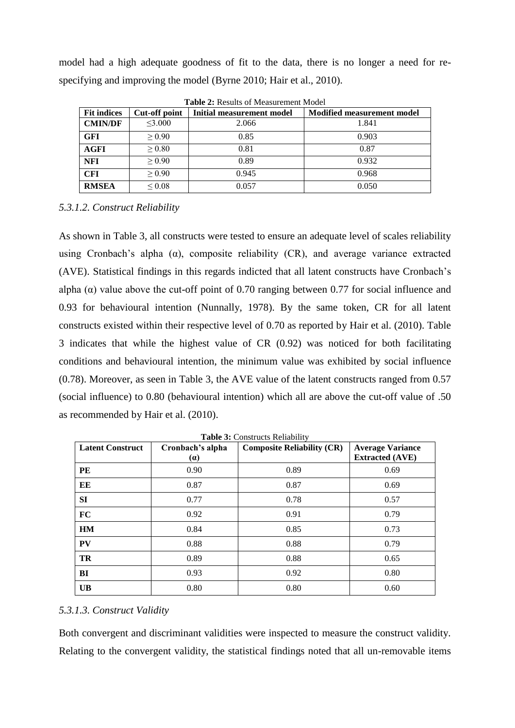model had a high adequate goodness of fit to the data, there is no longer a need for re-specifying and improving the model (Byrne 2010; Hair et al., 2010).

**Table 2:** Results of Measurement Model

| Fit indices | Cut-off point | Initial measurement model | Modified measurement model |
|---|---|---|---|
| **CMIN/DF** | ≤3.000 | 2.066 | 1.841 |
| **GFI** | ≥ 0.90 | 0.85 | 0.903 |
| **AGFI** | ≥ 0.80 | 0.81 | 0.87 |
| **NFI** | ≥ 0.90 | 0.89 | 0.932 |
| **CFI** | ≥ 0.90 | 0.945 | 0.968 |
| **RMSEA** | ≤ 0.08 | 0.057 | 0.050 |

#### *5.3.1.2. Construct Reliability*

As shown in Table 3, all constructs were tested to ensure an adequate level of scales reliability using Cronbach's alpha (α), composite reliability (CR), and average variance extracted (AVE). Statistical findings in this regards indicted that all latent constructs have Cronbach's alpha (α) value above the cut-off point of 0.70 ranging between 0.77 for social influence and 0.93 for behavioural intention (Nunnally, 1978). By the same token, CR for all latent constructs existed within their respective level of 0.70 as reported by Hair et al. (2010). Table 3 indicates that while the highest value of CR (0.92) was noticed for both facilitating conditions and behavioural intention, the minimum value was exhibited by social influence (0.78). Moreover, as seen in Table 3, the AVE value of the latent constructs ranged from 0.57 (social influence) to 0.80 (behavioural intention) which all are above the cut-off value of .50 as recommended by Hair et al. (2010).

**Table 3:** Constructs Reliability

| Latent Construct | Cronbach's alpha (α) | Composite Reliability (CR) | Average Variance Extracted (AVE) |
|---|---|---|---|
| **PE** | 0.90 | 0.89 | 0.69 |
| **EE** | 0.87 | 0.87 | 0.69 |
| **SI** | 0.77 | 0.78 | 0.57 |
| **FC** | 0.92 | 0.91 | 0.79 |
| **HM** | 0.84 | 0.85 | 0.73 |
| **PV** | 0.88 | 0.88 | 0.79 |
| **TR** | 0.89 | 0.88 | 0.65 |
| **BI** | 0.93 | 0.92 | 0.80 |
| **UB** | 0.80 | 0.80 | 0.60 |

#### *5.3.1.3. Construct Validity*

Both convergent and discriminant validities were inspected to measure the construct validity. Relating to the convergent validity, the statistical findings noted that all un-removable items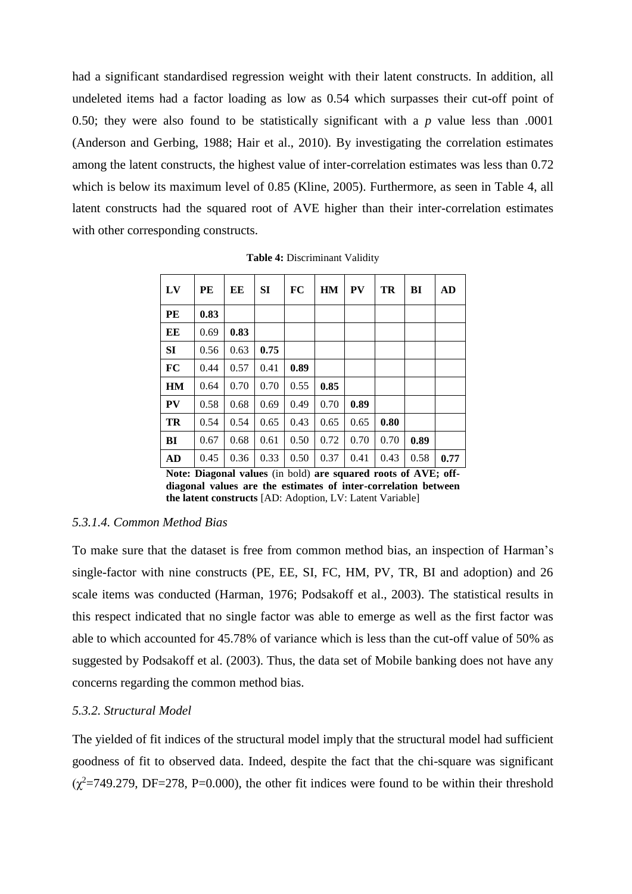had a significant standardised regression weight with their latent constructs. In addition, all undeleted items had a factor loading as low as 0.54 which surpasses their cut-off point of 0.50; they were also found to be statistically significant with a *p* value less than .0001 (Anderson and Gerbing, 1988; Hair et al., 2010). By investigating the correlation estimates among the latent constructs, the highest value of inter-correlation estimates was less than 0.72 which is below its maximum level of 0.85 (Kline, 2005). Furthermore, as seen in Table 4, all latent constructs had the squared root of AVE higher than their inter-correlation estimates with other corresponding constructs.

**Table 4:** Discriminant Validity

| LV | PE | EE | SI | FC | HM | PV | TR | BI | AD |
|---|---|---|---|---|---|---|---|---|---|
| **PE** | **0.83** | | | | | | | | |
| **EE** | 0.69 | **0.83** | | | | | | | |
| **SI** | 0.56 | 0.63 | **0.75** | | | | | | |
| **FC** | 0.44 | 0.57 | 0.41 | **0.89** | | | | | |
| **HM** | 0.64 | 0.70 | 0.70 | 0.55 | **0.85** | | | | |
| **PV** | 0.58 | 0.68 | 0.69 | 0.49 | 0.70 | **0.89** | | | |
| **TR** | 0.54 | 0.54 | 0.65 | 0.43 | 0.65 | 0.65 | **0.80** | | |
| **BI** | 0.67 | 0.68 | 0.61 | 0.50 | 0.72 | 0.70 | 0.70 | **0.89** | |
| **AD** | 0.45 | 0.36 | 0.33 | 0.50 | 0.37 | 0.41 | 0.43 | 0.58 | **0.77** |

**Note: Diagonal values** (in bold) **are squared roots of AVE; off-diagonal values are the estimates of inter-correlation between the latent constructs** [AD: Adoption, LV: Latent Variable]

#### *5.3.1.4. Common Method Bias*

To make sure that the dataset is free from common method bias, an inspection of Harman's single-factor with nine constructs (PE, EE, SI, FC, HM, PV, TR, BI and adoption) and 26 scale items was conducted (Harman, 1976; Podsakoff et al., 2003). The statistical results in this respect indicated that no single factor was able to emerge as well as the first factor was able to which accounted for 45.78% of variance which is less than the cut-off value of 50% as suggested by Podsakoff et al. (2003). Thus, the data set of Mobile banking does not have any concerns regarding the common method bias.

#### *5.3.2. Structural Model*

The yielded of fit indices of the structural model imply that the structural model had sufficient goodness of fit to observed data. Indeed, despite the fact that the chi-square was significant ($\chi^2$=749.279, DF=278, P=0.000), the other fit indices were found to be within their threshold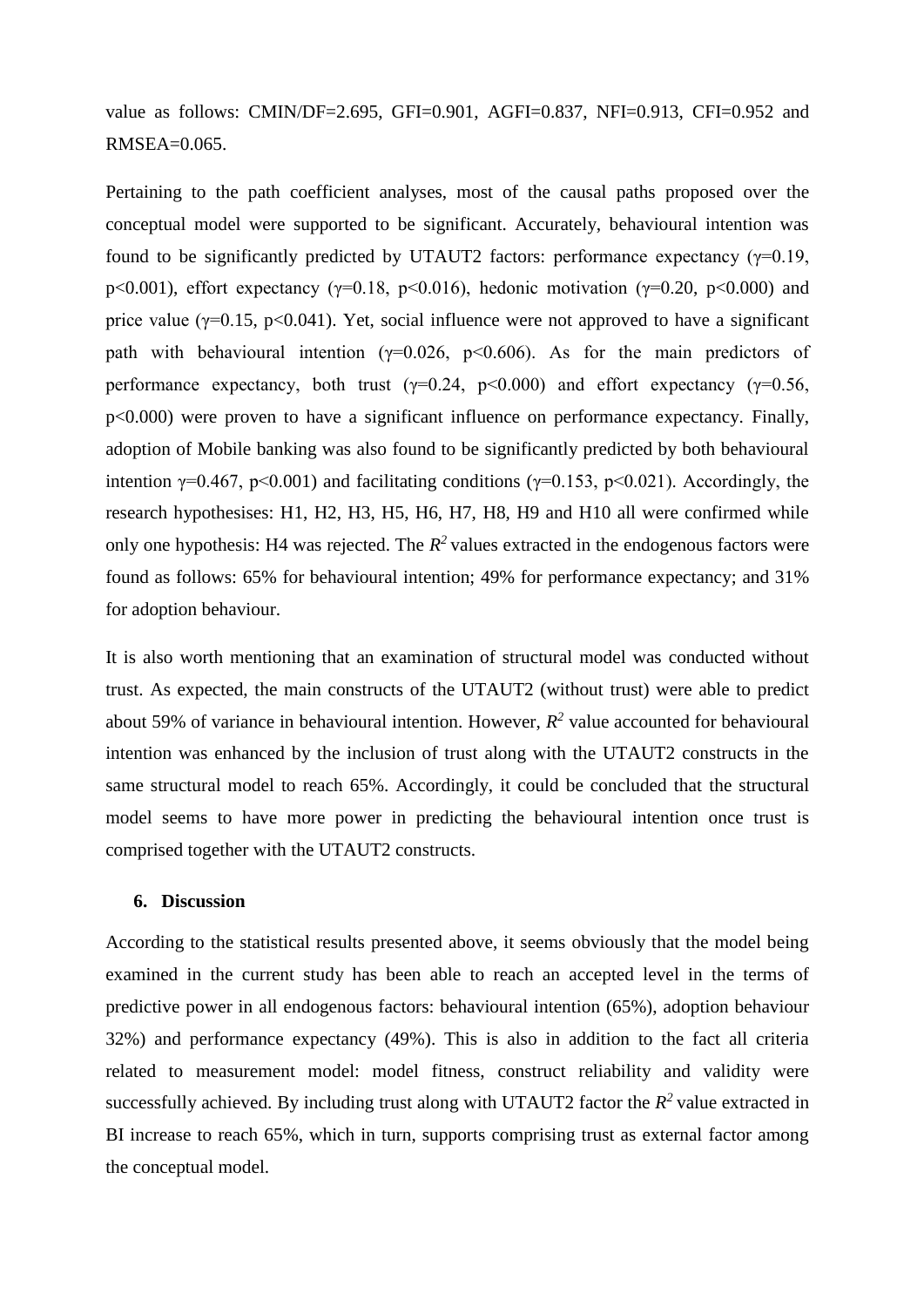value as follows: CMIN/DF=2.695, GFI=0.901, AGFI=0.837, NFI=0.913, CFI=0.952 and RMSEA=0.065.

Pertaining to the path coefficient analyses, most of the causal paths proposed over the conceptual model were supported to be significant. Accurately, behavioural intention was found to be significantly predicted by UTAUT2 factors: performance expectancy ($\gamma$=0.19, $p<0.001$), effort expectancy ($\gamma$=0.18, $p<0.016$), hedonic motivation ($\gamma$=0.20, $p<0.000$) and price value ($\gamma$=0.15, $p<0.041$). Yet, social influence were not approved to have a significant path with behavioural intention ($\gamma$=0.026, $p<0.606$). As for the main predictors of performance expectancy, both trust ($\gamma$=0.24, $p<0.000$) and effort expectancy ($\gamma$=0.56, $p<0.000$) were proven to have a significant influence on performance expectancy. Finally, adoption of Mobile banking was also found to be significantly predicted by both behavioural intention $\gamma$=0.467, $p<0.001$) and facilitating conditions ($\gamma$=0.153, $p<0.021$). Accordingly, the research hypothesises: H1, H2, H3, H5, H6, H7, H8, H9 and H10 all were confirmed while only one hypothesis: H4 was rejected. The $R^2$ values extracted in the endogenous factors were found as follows: 65% for behavioural intention; 49% for performance expectancy; and 31% for adoption behaviour.

It is also worth mentioning that an examination of structural model was conducted without trust. As expected, the main constructs of the UTAUT2 (without trust) were able to predict about 59% of variance in behavioural intention. However, $R^2$ value accounted for behavioural intention was enhanced by the inclusion of trust along with the UTAUT2 constructs in the same structural model to reach 65%. Accordingly, it could be concluded that the structural model seems to have more power in predicting the behavioural intention once trust is comprised together with the UTAUT2 constructs.

## 6. Discussion

According to the statistical results presented above, it seems obviously that the model being examined in the current study has been able to reach an accepted level in the terms of predictive power in all endogenous factors: behavioural intention (65%), adoption behaviour 32%) and performance expectancy (49%). This is also in addition to the fact all criteria related to measurement model: model fitness, construct reliability and validity were successfully achieved. By including trust along with UTAUT2 factor the $R^2$ value extracted in BI increase to reach 65%, which in turn, supports comprising trust as external factor among the conceptual model.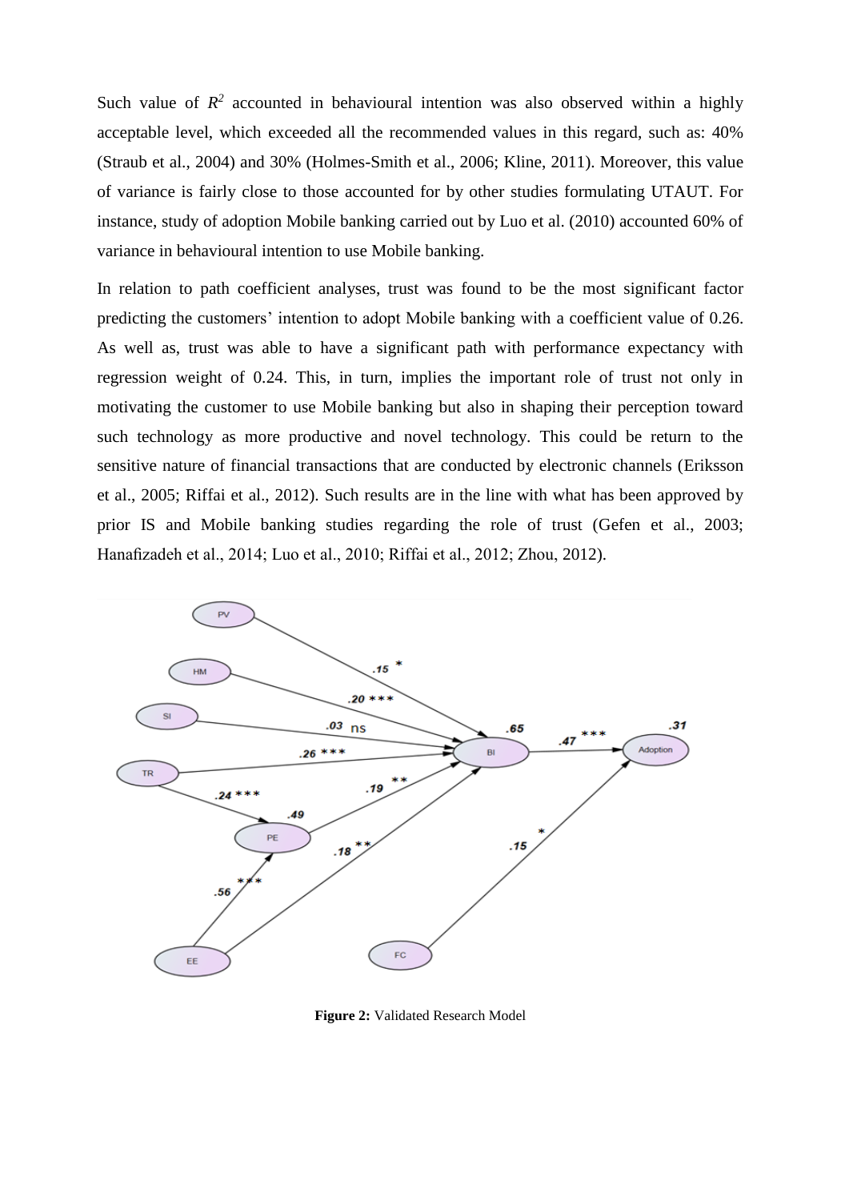Such value of $R^2$ accounted in behavioural intention was also observed within a highly acceptable level, which exceeded all the recommended values in this regard, such as: 40% (Straub et al., 2004) and 30% (Holmes-Smith et al., 2006; Kline, 2011). Moreover, this value of variance is fairly close to those accounted for by other studies formulating UTAUT. For instance, study of adoption Mobile banking carried out by Luo et al. (2010) accounted 60% of variance in behavioural intention to use Mobile banking.

In relation to path coefficient analyses, trust was found to be the most significant factor predicting the customers' intention to adopt Mobile banking with a coefficient value of 0.26. As well as, trust was able to have a significant path with performance expectancy with regression weight of 0.24. This, in turn, implies the important role of trust not only in motivating the customer to use Mobile banking but also in shaping their perception toward such technology as more productive and novel technology. This could be return to the sensitive nature of financial transactions that are conducted by electronic channels (Eriksson et al., 2005; Riffai et al., 2012). Such results are in the line with what has been approved by prior IS and Mobile banking studies regarding the role of trust (Gefen et al., 2003; Hanafizadeh et al., 2014; Luo et al., 2010; Riffai et al., 2012; Zhou, 2012).

**Figure 2:** Validated Research Model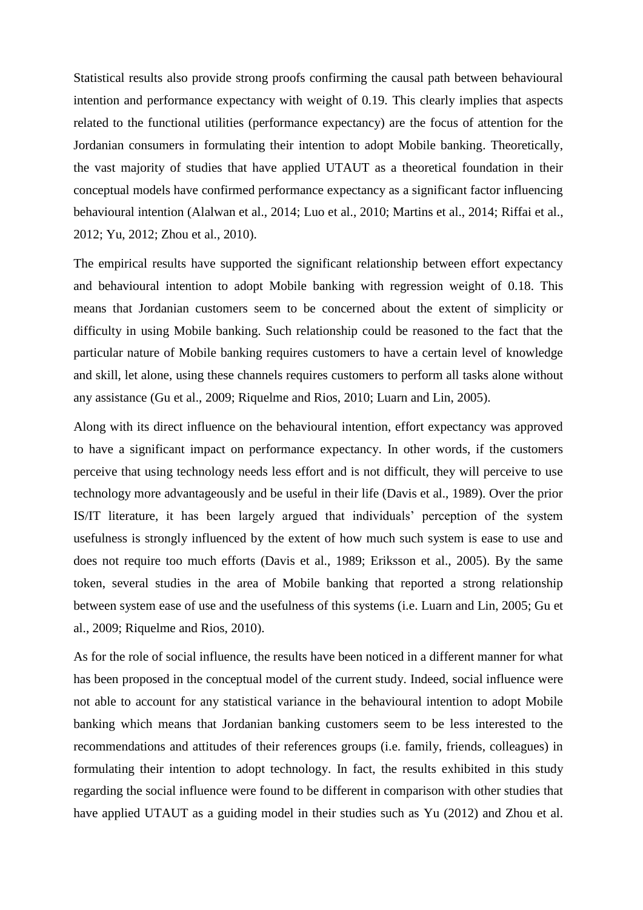Statistical results also provide strong proofs confirming the causal path between behavioural intention and performance expectancy with weight of 0.19. This clearly implies that aspects related to the functional utilities (performance expectancy) are the focus of attention for the Jordanian consumers in formulating their intention to adopt Mobile banking. Theoretically, the vast majority of studies that have applied UTAUT as a theoretical foundation in their conceptual models have confirmed performance expectancy as a significant factor influencing behavioural intention (Alalwan et al., 2014; Luo et al., 2010; Martins et al., 2014; Riffai et al., 2012; Yu, 2012; Zhou et al., 2010).

The empirical results have supported the significant relationship between effort expectancy and behavioural intention to adopt Mobile banking with regression weight of 0.18. This means that Jordanian customers seem to be concerned about the extent of simplicity or difficulty in using Mobile banking. Such relationship could be reasoned to the fact that the particular nature of Mobile banking requires customers to have a certain level of knowledge and skill, let alone, using these channels requires customers to perform all tasks alone without any assistance (Gu et al., 2009; Riquelme and Rios, 2010; Luarn and Lin, 2005).

Along with its direct influence on the behavioural intention, effort expectancy was approved to have a significant impact on performance expectancy. In other words, if the customers perceive that using technology needs less effort and is not difficult, they will perceive to use technology more advantageously and be useful in their life (Davis et al., 1989). Over the prior IS/IT literature, it has been largely argued that individuals' perception of the system usefulness is strongly influenced by the extent of how much such system is ease to use and does not require too much efforts (Davis et al., 1989; Eriksson et al., 2005). By the same token, several studies in the area of Mobile banking that reported a strong relationship between system ease of use and the usefulness of this systems (i.e. Luarn and Lin, 2005; Gu et al., 2009; Riquelme and Rios, 2010).

As for the role of social influence, the results have been noticed in a different manner for what has been proposed in the conceptual model of the current study. Indeed, social influence were not able to account for any statistical variance in the behavioural intention to adopt Mobile banking which means that Jordanian banking customers seem to be less interested to the recommendations and attitudes of their references groups (i.e. family, friends, colleagues) in formulating their intention to adopt technology. In fact, the results exhibited in this study regarding the social influence were found to be different in comparison with other studies that have applied UTAUT as a guiding model in their studies such as Yu (2012) and Zhou et al.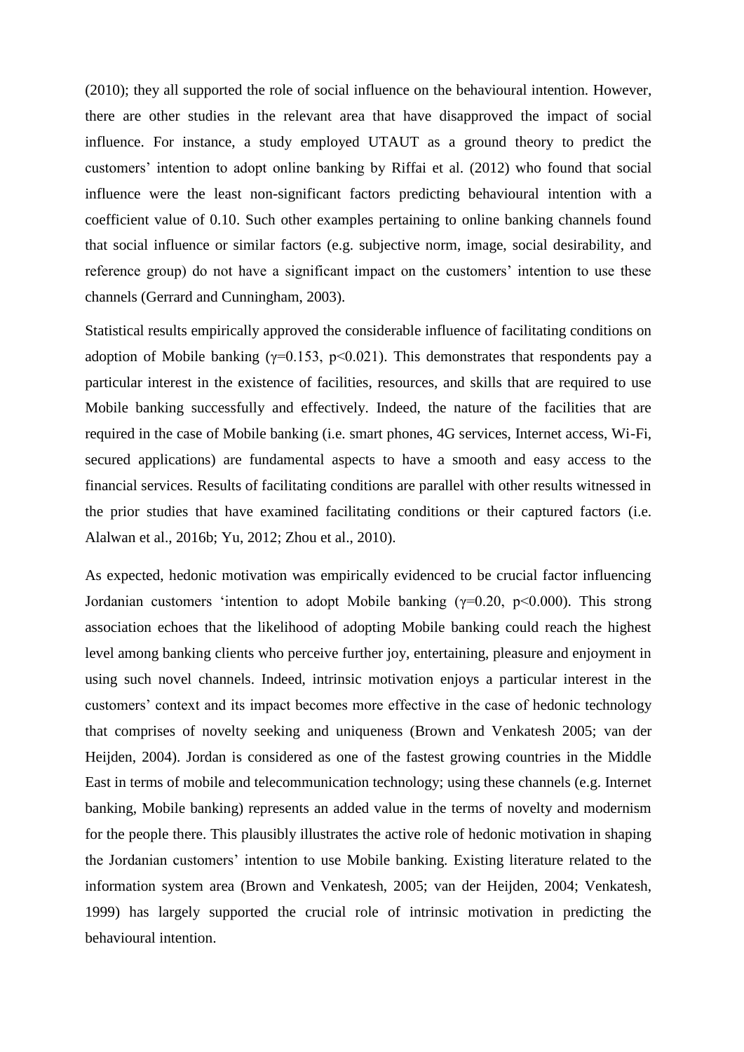(2010); they all supported the role of social influence on the behavioural intention. However, there are other studies in the relevant area that have disapproved the impact of social influence. For instance, a study employed UTAUT as a ground theory to predict the customers' intention to adopt online banking by Riffai et al. (2012) who found that social influence were the least non-significant factors predicting behavioural intention with a coefficient value of 0.10. Such other examples pertaining to online banking channels found that social influence or similar factors (e.g. subjective norm, image, social desirability, and reference group) do not have a significant impact on the customers' intention to use these channels (Gerrard and Cunningham, 2003).

Statistical results empirically approved the considerable influence of facilitating conditions on adoption of Mobile banking ($\gamma$=0.153, $p$<0.021). This demonstrates that respondents pay a particular interest in the existence of facilities, resources, and skills that are required to use Mobile banking successfully and effectively. Indeed, the nature of the facilities that are required in the case of Mobile banking (i.e. smart phones, 4G services, Internet access, Wi-Fi, secured applications) are fundamental aspects to have a smooth and easy access to the financial services. Results of facilitating conditions are parallel with other results witnessed in the prior studies that have examined facilitating conditions or their captured factors (i.e. Alalwan et al., 2016b; Yu, 2012; Zhou et al., 2010).

As expected, hedonic motivation was empirically evidenced to be crucial factor influencing Jordanian customers 'intention to adopt Mobile banking ($\gamma$=0.20, $p$<0.000). This strong association echoes that the likelihood of adopting Mobile banking could reach the highest level among banking clients who perceive further joy, entertaining, pleasure and enjoyment in using such novel channels. Indeed, intrinsic motivation enjoys a particular interest in the customers' context and its impact becomes more effective in the case of hedonic technology that comprises of novelty seeking and uniqueness (Brown and Venkatesh 2005; van der Heijden, 2004). Jordan is considered as one of the fastest growing countries in the Middle East in terms of mobile and telecommunication technology; using these channels (e.g. Internet banking, Mobile banking) represents an added value in the terms of novelty and modernism for the people there. This plausibly illustrates the active role of hedonic motivation in shaping the Jordanian customers' intention to use Mobile banking. Existing literature related to the information system area (Brown and Venkatesh, 2005; van der Heijden, 2004; Venkatesh, 1999) has largely supported the crucial role of intrinsic motivation in predicting the behavioural intention.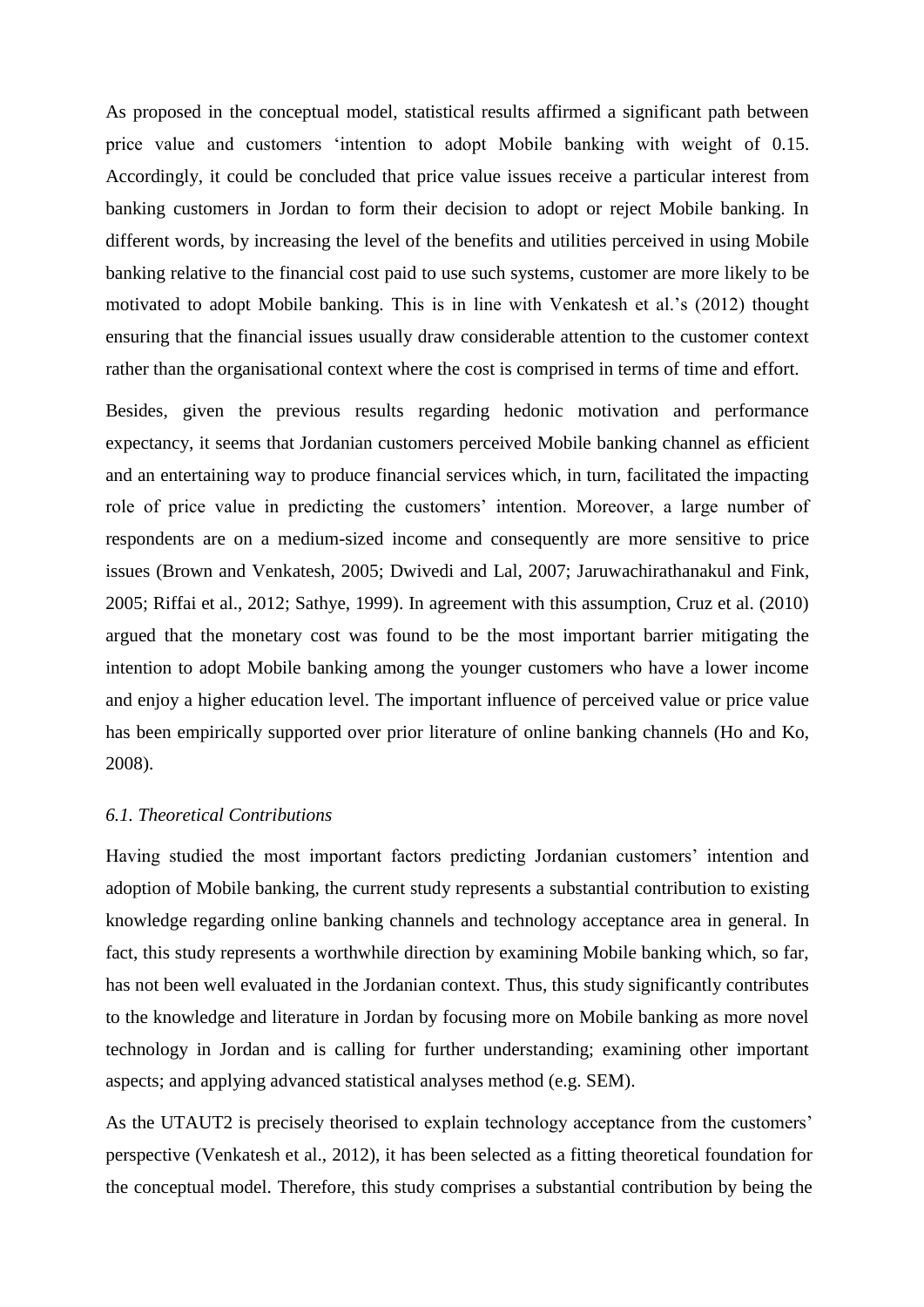As proposed in the conceptual model, statistical results affirmed a significant path between price value and customers 'intention to adopt Mobile banking with weight of 0.15. Accordingly, it could be concluded that price value issues receive a particular interest from banking customers in Jordan to form their decision to adopt or reject Mobile banking. In different words, by increasing the level of the benefits and utilities perceived in using Mobile banking relative to the financial cost paid to use such systems, customer are more likely to be motivated to adopt Mobile banking. This is in line with Venkatesh et al.'s (2012) thought ensuring that the financial issues usually draw considerable attention to the customer context rather than the organisational context where the cost is comprised in terms of time and effort.

Besides, given the previous results regarding hedonic motivation and performance expectancy, it seems that Jordanian customers perceived Mobile banking channel as efficient and an entertaining way to produce financial services which, in turn, facilitated the impacting role of price value in predicting the customers' intention. Moreover, a large number of respondents are on a medium-sized income and consequently are more sensitive to price issues (Brown and Venkatesh, 2005; Dwivedi and Lal, 2007; Jaruwachirathanakul and Fink, 2005; Riffai et al., 2012; Sathye, 1999). In agreement with this assumption, Cruz et al. (2010) argued that the monetary cost was found to be the most important barrier mitigating the intention to adopt Mobile banking among the younger customers who have a lower income and enjoy a higher education level. The important influence of perceived value or price value has been empirically supported over prior literature of online banking channels (Ho and Ko, 2008).

### *6.1. Theoretical Contributions*

Having studied the most important factors predicting Jordanian customers' intention and adoption of Mobile banking, the current study represents a substantial contribution to existing knowledge regarding online banking channels and technology acceptance area in general. In fact, this study represents a worthwhile direction by examining Mobile banking which, so far, has not been well evaluated in the Jordanian context. Thus, this study significantly contributes to the knowledge and literature in Jordan by focusing more on Mobile banking as more novel technology in Jordan and is calling for further understanding; examining other important aspects; and applying advanced statistical analyses method (e.g. SEM).

As the UTAUT2 is precisely theorised to explain technology acceptance from the customers' perspective (Venkatesh et al., 2012), it has been selected as a fitting theoretical foundation for the conceptual model. Therefore, this study comprises a substantial contribution by being the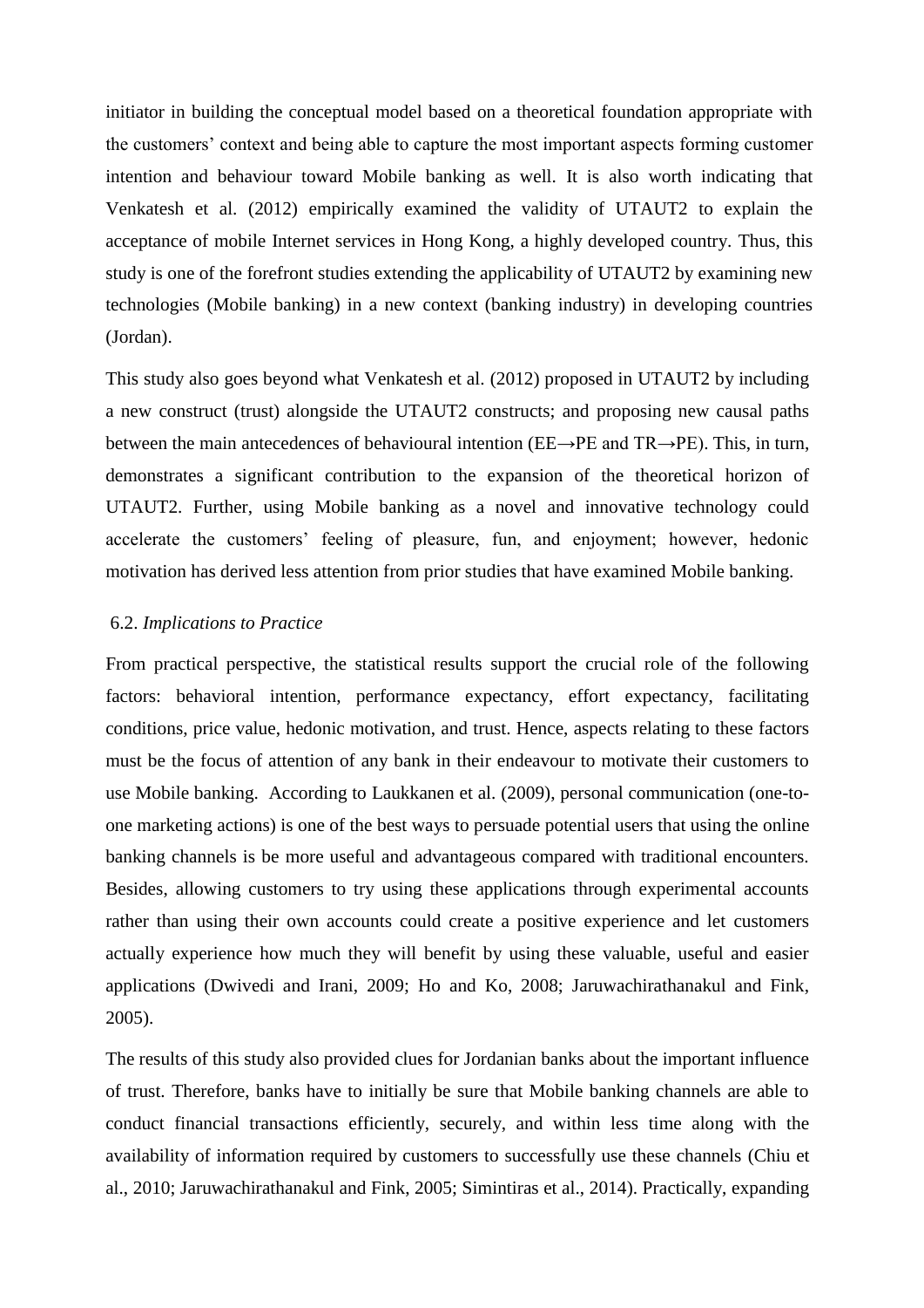initiator in building the conceptual model based on a theoretical foundation appropriate with the customers' context and being able to capture the most important aspects forming customer intention and behaviour toward Mobile banking as well. It is also worth indicating that Venkatesh et al. (2012) empirically examined the validity of UTAUT2 to explain the acceptance of mobile Internet services in Hong Kong, a highly developed country. Thus, this study is one of the forefront studies extending the applicability of UTAUT2 by examining new technologies (Mobile banking) in a new context (banking industry) in developing countries (Jordan).

This study also goes beyond what Venkatesh et al. (2012) proposed in UTAUT2 by including a new construct (trust) alongside the UTAUT2 constructs; and proposing new causal paths between the main antecedences of behavioural intention (EE→PE and TR→PE). This, in turn, demonstrates a significant contribution to the expansion of the theoretical horizon of UTAUT2. Further, using Mobile banking as a novel and innovative technology could accelerate the customers' feeling of pleasure, fun, and enjoyment; however, hedonic motivation has derived less attention from prior studies that have examined Mobile banking.

### 6.2. *Implications to Practice*

From practical perspective, the statistical results support the crucial role of the following factors: behavioral intention, performance expectancy, effort expectancy, facilitating conditions, price value, hedonic motivation, and trust. Hence, aspects relating to these factors must be the focus of attention of any bank in their endeavour to motivate their customers to use Mobile banking. According to Laukkanen et al. (2009), personal communication (one-to-one marketing actions) is one of the best ways to persuade potential users that using the online banking channels is be more useful and advantageous compared with traditional encounters. Besides, allowing customers to try using these applications through experimental accounts rather than using their own accounts could create a positive experience and let customers actually experience how much they will benefit by using these valuable, useful and easier applications (Dwivedi and Irani, 2009; Ho and Ko, 2008; Jaruwachirathanakul and Fink, 2005).

The results of this study also provided clues for Jordanian banks about the important influence of trust. Therefore, banks have to initially be sure that Mobile banking channels are able to conduct financial transactions efficiently, securely, and within less time along with the availability of information required by customers to successfully use these channels (Chiu et al., 2010; Jaruwachirathanakul and Fink, 2005; Simintiras et al., 2014). Practically, expanding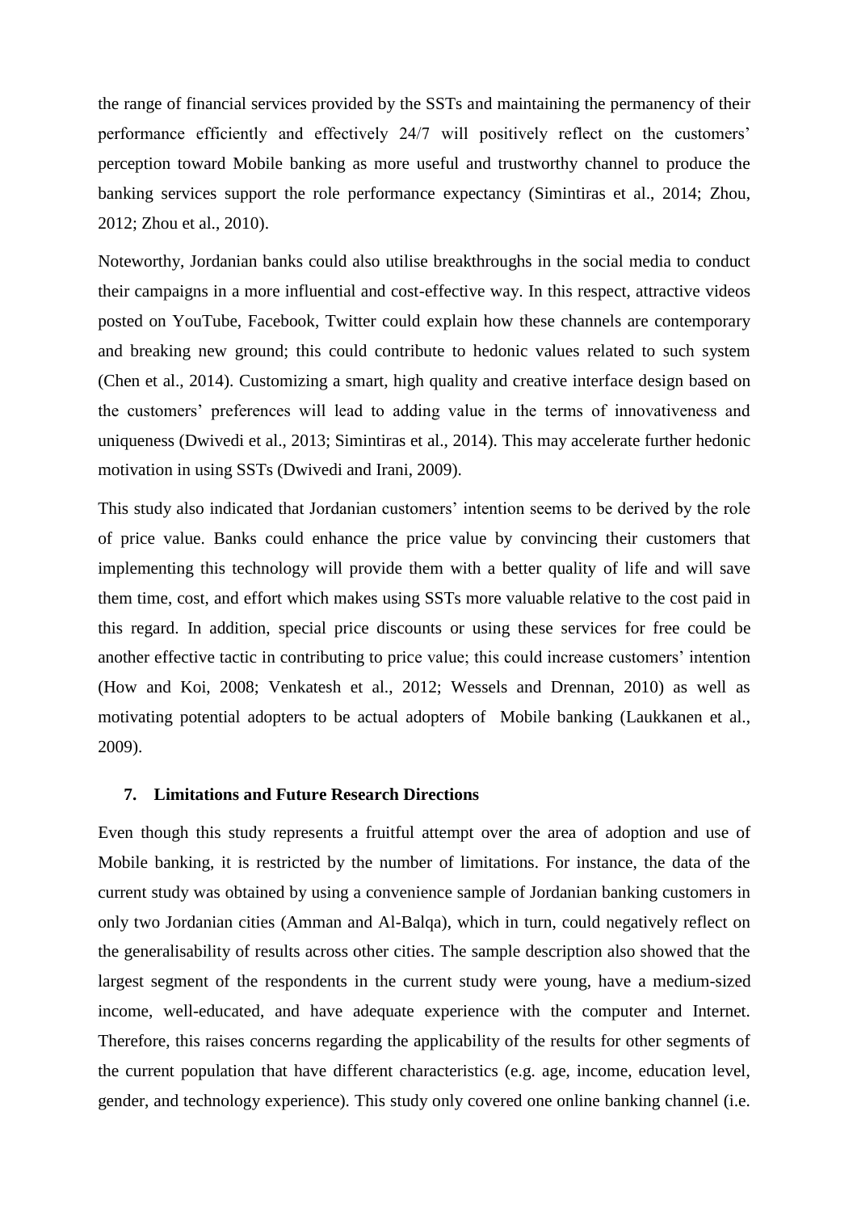the range of financial services provided by the SSTs and maintaining the permanency of their performance efficiently and effectively 24/7 will positively reflect on the customers' perception toward Mobile banking as more useful and trustworthy channel to produce the banking services support the role performance expectancy (Simintiras et al., 2014; Zhou, 2012; Zhou et al., 2010).

Noteworthy, Jordanian banks could also utilise breakthroughs in the social media to conduct their campaigns in a more influential and cost-effective way. In this respect, attractive videos posted on YouTube, Facebook, Twitter could explain how these channels are contemporary and breaking new ground; this could contribute to hedonic values related to such system (Chen et al., 2014). Customizing a smart, high quality and creative interface design based on the customers' preferences will lead to adding value in the terms of innovativeness and uniqueness (Dwivedi et al., 2013; Simintiras et al., 2014). This may accelerate further hedonic motivation in using SSTs (Dwivedi and Irani, 2009).

This study also indicated that Jordanian customers' intention seems to be derived by the role of price value. Banks could enhance the price value by convincing their customers that implementing this technology will provide them with a better quality of life and will save them time, cost, and effort which makes using SSTs more valuable relative to the cost paid in this regard. In addition, special price discounts or using these services for free could be another effective tactic in contributing to price value; this could increase customers' intention (How and Koi, 2008; Venkatesh et al., 2012; Wessels and Drennan, 2010) as well as motivating potential adopters to be actual adopters of Mobile banking (Laukkanen et al., 2009).

## 7. Limitations and Future Research Directions

Even though this study represents a fruitful attempt over the area of adoption and use of Mobile banking, it is restricted by the number of limitations. For instance, the data of the current study was obtained by using a convenience sample of Jordanian banking customers in only two Jordanian cities (Amman and Al-Balqa), which in turn, could negatively reflect on the generalisability of results across other cities. The sample description also showed that the largest segment of the respondents in the current study were young, have a medium-sized income, well-educated, and have adequate experience with the computer and Internet. Therefore, this raises concerns regarding the applicability of the results for other segments of the current population that have different characteristics (e.g. age, income, education level, gender, and technology experience). This study only covered one online banking channel (i.e.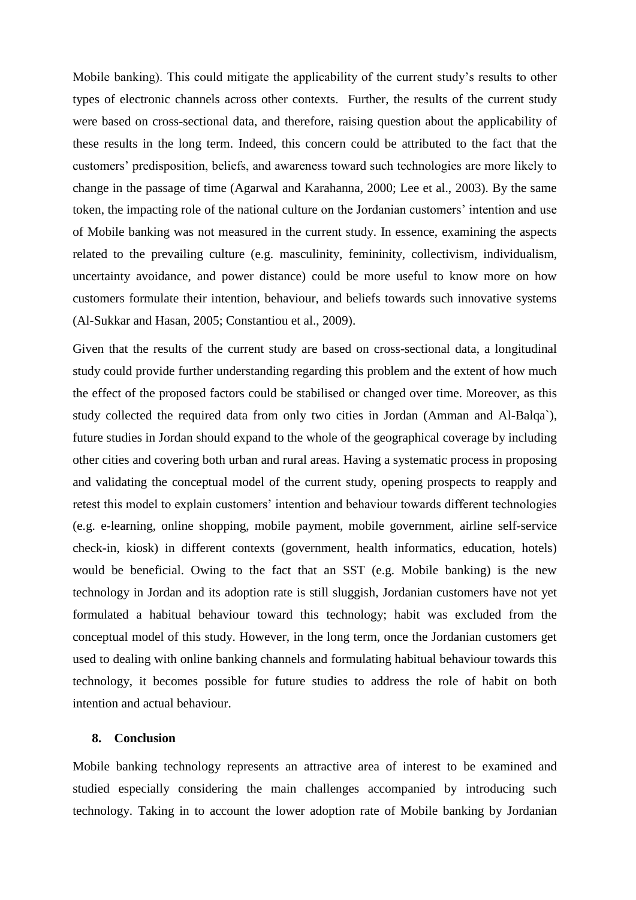Mobile banking). This could mitigate the applicability of the current study's results to other types of electronic channels across other contexts. Further, the results of the current study were based on cross-sectional data, and therefore, raising question about the applicability of these results in the long term. Indeed, this concern could be attributed to the fact that the customers' predisposition, beliefs, and awareness toward such technologies are more likely to change in the passage of time (Agarwal and Karahanna, 2000; Lee et al., 2003). By the same token, the impacting role of the national culture on the Jordanian customers' intention and use of Mobile banking was not measured in the current study. In essence, examining the aspects related to the prevailing culture (e.g. masculinity, femininity, collectivism, individualism, uncertainty avoidance, and power distance) could be more useful to know more on how customers formulate their intention, behaviour, and beliefs towards such innovative systems (Al-Sukkar and Hasan, 2005; Constantiou et al., 2009).

Given that the results of the current study are based on cross-sectional data, a longitudinal study could provide further understanding regarding this problem and the extent of how much the effect of the proposed factors could be stabilised or changed over time. Moreover, as this study collected the required data from only two cities in Jordan (Amman and Al-Balqa`), future studies in Jordan should expand to the whole of the geographical coverage by including other cities and covering both urban and rural areas. Having a systematic process in proposing and validating the conceptual model of the current study, opening prospects to reapply and retest this model to explain customers' intention and behaviour towards different technologies (e.g. e-learning, online shopping, mobile payment, mobile government, airline self-service check-in, kiosk) in different contexts (government, health informatics, education, hotels) would be beneficial. Owing to the fact that an SST (e.g. Mobile banking) is the new technology in Jordan and its adoption rate is still sluggish, Jordanian customers have not yet formulated a habitual behaviour toward this technology; habit was excluded from the conceptual model of this study. However, in the long term, once the Jordanian customers get used to dealing with online banking channels and formulating habitual behaviour towards this technology, it becomes possible for future studies to address the role of habit on both intention and actual behaviour.

## 8. Conclusion

Mobile banking technology represents an attractive area of interest to be examined and studied especially considering the main challenges accompanied by introducing such technology. Taking in to account the lower adoption rate of Mobile banking by Jordanian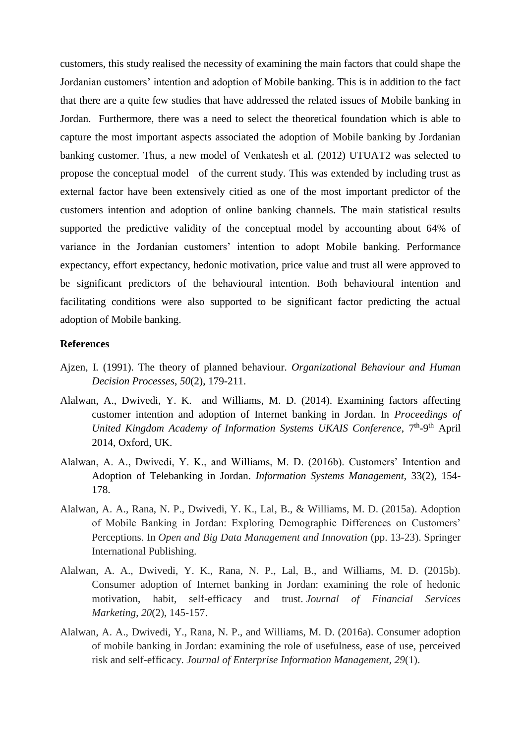customers, this study realised the necessity of examining the main factors that could shape the Jordanian customers' intention and adoption of Mobile banking. This is in addition to the fact that there are a quite few studies that have addressed the related issues of Mobile banking in Jordan. Furthermore, there was a need to select the theoretical foundation which is able to capture the most important aspects associated the adoption of Mobile banking by Jordanian banking customer. Thus, a new model of Venkatesh et al. (2012) UTUAT2 was selected to propose the conceptual model of the current study. This was extended by including trust as external factor have been extensively citied as one of the most important predictor of the customers intention and adoption of online banking channels. The main statistical results supported the predictive validity of the conceptual model by accounting about 64% of variance in the Jordanian customers' intention to adopt Mobile banking. Performance expectancy, effort expectancy, hedonic motivation, price value and trust all were approved to be significant predictors of the behavioural intention. Both behavioural intention and facilitating conditions were also supported to be significant factor predicting the actual adoption of Mobile banking.

**References**

Ajzen, I. (1991). The theory of planned behaviour. *Organizational Behaviour and Human Decision Processes*, *50*(2), 179-211.

Alalwan, A., Dwivedi, Y. K. and Williams, M. D. (2014). Examining factors affecting customer intention and adoption of Internet banking in Jordan. In *Proceedings of United Kingdom Academy of Information Systems UKAIS Conference*, 7th-9th April 2014, Oxford, UK.

Alalwan, A. A., Dwivedi, Y. K., and Williams, M. D. (2016b). Customers' Intention and Adoption of Telebanking in Jordan. *Information Systems Management*, 33(2), 154-178.

Alalwan, A. A., Rana, N. P., Dwivedi, Y. K., Lal, B., & Williams, M. D. (2015a). Adoption of Mobile Banking in Jordan: Exploring Demographic Differences on Customers' Perceptions. In *Open and Big Data Management and Innovation* (pp. 13-23). Springer International Publishing.

Alalwan, A. A., Dwivedi, Y. K., Rana, N. P., Lal, B., and Williams, M. D. (2015b). Consumer adoption of Internet banking in Jordan: examining the role of hedonic motivation, habit, self-efficacy and trust. *Journal of Financial Services Marketing*, *20*(2), 145-157.

Alalwan, A. A., Dwivedi, Y., Rana, N. P., and Williams, M. D. (2016a). Consumer adoption of mobile banking in Jordan: examining the role of usefulness, ease of use, perceived risk and self-efficacy. *Journal of Enterprise Information Management*, *29*(1).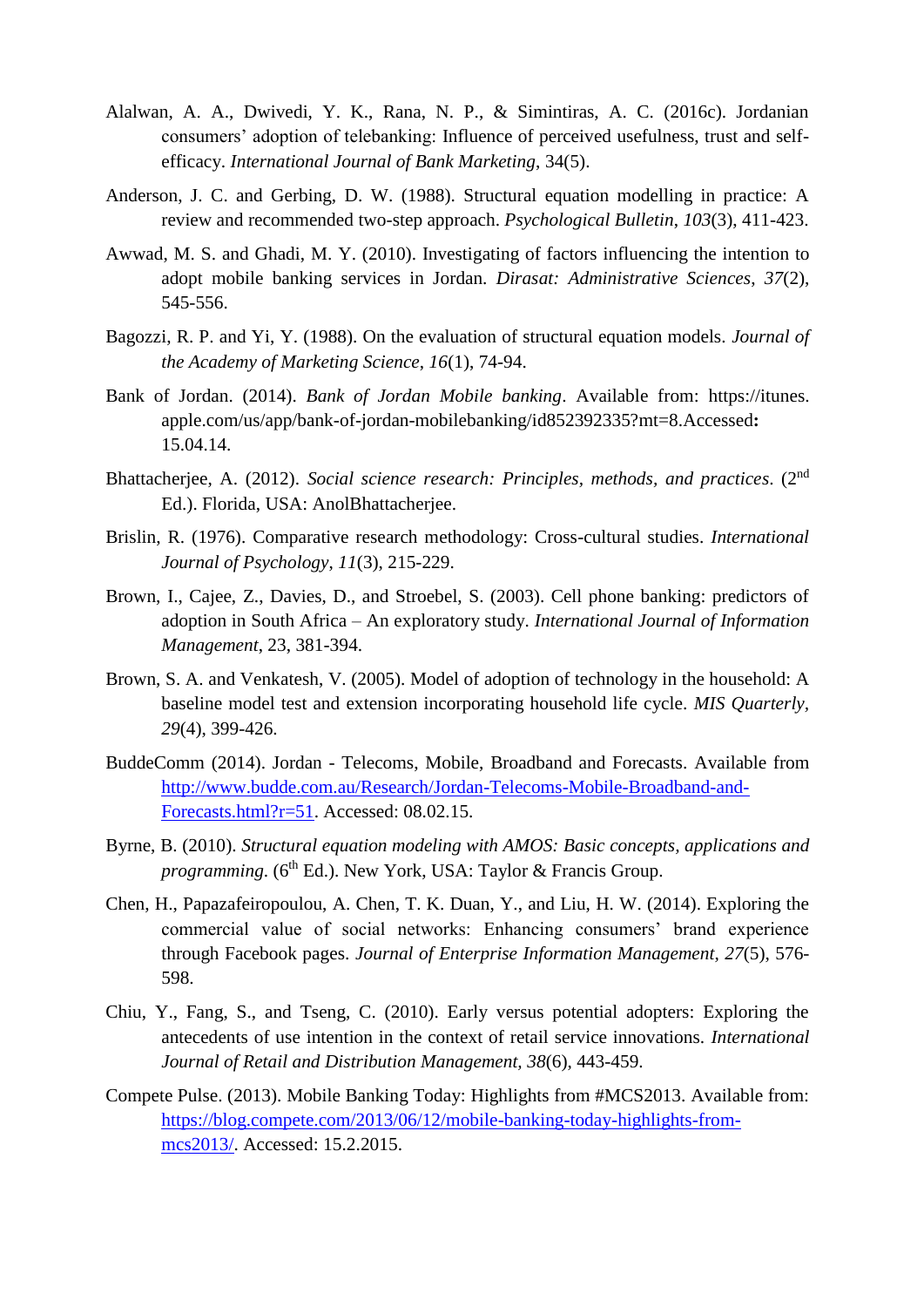Alalwan, A. A., Dwivedi, Y. K., Rana, N. P., & Simintiras, A. C. (2016c). Jordanian consumers' adoption of telebanking: Influence of perceived usefulness, trust and self-efficacy. *International Journal of Bank Marketing*, 34(5).

Anderson, J. C. and Gerbing, D. W. (1988). Structural equation modelling in practice: A review and recommended two-step approach. *Psychological Bulletin*, *103*(3), 411-423.

Awwad, M. S. and Ghadi, M. Y. (2010). Investigating of factors influencing the intention to adopt mobile banking services in Jordan. *Dirasat: Administrative Sciences*, *37*(2), 545-556.

Bagozzi, R. P. and Yi, Y. (1988). On the evaluation of structural equation models. *Journal of the Academy of Marketing Science*, *16*(1), 74-94.

Bank of Jordan. (2014). *Bank of Jordan Mobile banking*. Available from: https://itunes.apple.com/us/app/bank-of-jordan-mobilebanking/id852392335?mt=8.Accessed**:** 15.04.14.

Bhattacherjee, A. (2012). *Social science research: Principles, methods, and practices*. (2nd Ed.). Florida, USA: AnolBhattacherjee.

Brislin, R. (1976). Comparative research methodology: Cross-cultural studies. *International Journal of Psychology*, *11*(3), 215-229.

Brown, I., Cajee, Z., Davies, D., and Stroebel, S. (2003). Cell phone banking: predictors of adoption in South Africa – An exploratory study. *International Journal of Information Management*, 23, 381-394.

Brown, S. A. and Venkatesh, V. (2005). Model of adoption of technology in the household: A baseline model test and extension incorporating household life cycle. *MIS Quarterly*, *29*(4), 399-426.

BuddeComm (2014). Jordan - Telecoms, Mobile, Broadband and Forecasts. Available from http://www.budde.com.au/Research/Jordan-Telecoms-Mobile-Broadband-and-Forecasts.html?r=51. Accessed: 08.02.15.

Byrne, B. (2010). *Structural equation modeling with AMOS: Basic concepts, applications and programming*. (6th Ed.). New York, USA: Taylor & Francis Group.

Chen, H., Papazafeiropoulou, A. Chen, T. K. Duan, Y., and Liu, H. W. (2014). Exploring the commercial value of social networks: Enhancing consumers' brand experience through Facebook pages. *Journal of Enterprise Information Management*, *27*(5), 576-598.

Chiu, Y., Fang, S., and Tseng, C. (2010). Early versus potential adopters: Exploring the antecedents of use intention in the context of retail service innovations. *International Journal of Retail and Distribution Management, 38*(6), 443-459.

Compete Pulse. (2013). Mobile Banking Today: Highlights from #MCS2013. Available from: https://blog.compete.com/2013/06/12/mobile-banking-today-highlights-from-mcs2013/. Accessed: 15.2.2015.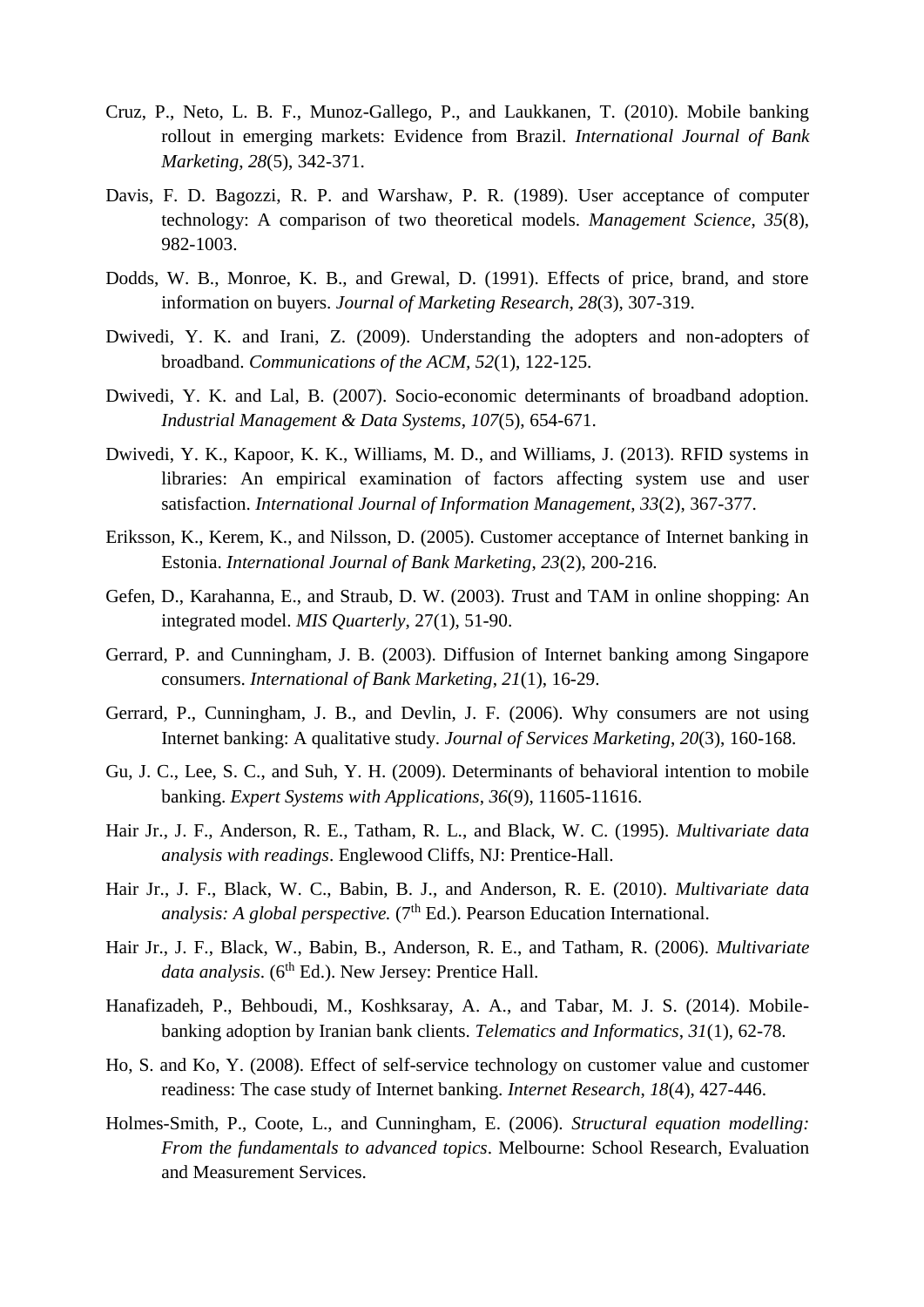Cruz, P., Neto, L. B. F., Munoz-Gallego, P., and Laukkanen, T. (2010). Mobile banking rollout in emerging markets: Evidence from Brazil. *International Journal of Bank Marketing*, *28*(5), 342-371.

Davis, F. D. Bagozzi, R. P. and Warshaw, P. R. (1989). User acceptance of computer technology: A comparison of two theoretical models. *Management Science*, *35*(8), 982-1003.

Dodds, W. B., Monroe, K. B., and Grewal, D. (1991). Effects of price, brand, and store information on buyers. *Journal of Marketing Research*, *28*(3), 307-319.

Dwivedi, Y. K. and Irani, Z. (2009). Understanding the adopters and non-adopters of broadband. *Communications of the ACM, 52*(1), 122-125.

Dwivedi, Y. K. and Lal, B. (2007). Socio-economic determinants of broadband adoption. *Industrial Management & Data Systems*, *107*(5), 654-671.

Dwivedi, Y. K., Kapoor, K. K., Williams, M. D., and Williams, J. (2013). RFID systems in libraries: An empirical examination of factors affecting system use and user satisfaction. *International Journal of Information Management*, *33*(2), 367-377.

Eriksson, K., Kerem, K., and Nilsson, D. (2005). Customer acceptance of Internet banking in Estonia. *International Journal of Bank Marketing*, *23*(2), 200-216.

Gefen, D., Karahanna, E., and Straub, D. W. (2003). *T*rust and TAM in online shopping: An integrated model. *MIS Quarterly*, 27(1), 51-90.

Gerrard, P. and Cunningham, J. B. (2003). Diffusion of Internet banking among Singapore consumers. *International of Bank Marketing*, *21*(1), 16-29.

Gerrard, P., Cunningham, J. B., and Devlin, J. F. (2006). Why consumers are not using Internet banking: A qualitative study. *Journal of Services Marketing*, *20*(3), 160-168.

Gu, J. C., Lee, S. C., and Suh, Y. H. (2009). Determinants of behavioral intention to mobile banking. *Expert Systems with Applications*, *36*(9), 11605-11616.

Hair Jr., J. F., Anderson, R. E., Tatham, R. L., and Black, W. C. (1995). *Multivariate data analysis with readings*. Englewood Cliffs, NJ: Prentice-Hall.

Hair Jr., J. F., Black, W. C., Babin, B. J., and Anderson, R. E. (2010). *Multivariate data analysis: A global perspective.* (7th Ed.). Pearson Education International.

Hair Jr., J. F., Black, W., Babin, B., Anderson, R. E., and Tatham, R. (2006). *Multivariate data analysis*. (6th Ed.). New Jersey: Prentice Hall.

Hanafizadeh, P., Behboudi, M., Koshksaray, A. A., and Tabar, M. J. S. (2014). Mobile-banking adoption by Iranian bank clients. *Telematics and Informatics*, *31*(1), 62-78.

Ho, S. and Ko, Y. (2008). Effect of self-service technology on customer value and customer readiness: The case study of Internet banking. *Internet Research*, *18*(4), 427-446.

Holmes-Smith, P., Coote, L., and Cunningham, E. (2006). *Structural equation modelling: From the fundamentals to advanced topics*. Melbourne: School Research, Evaluation and Measurement Services.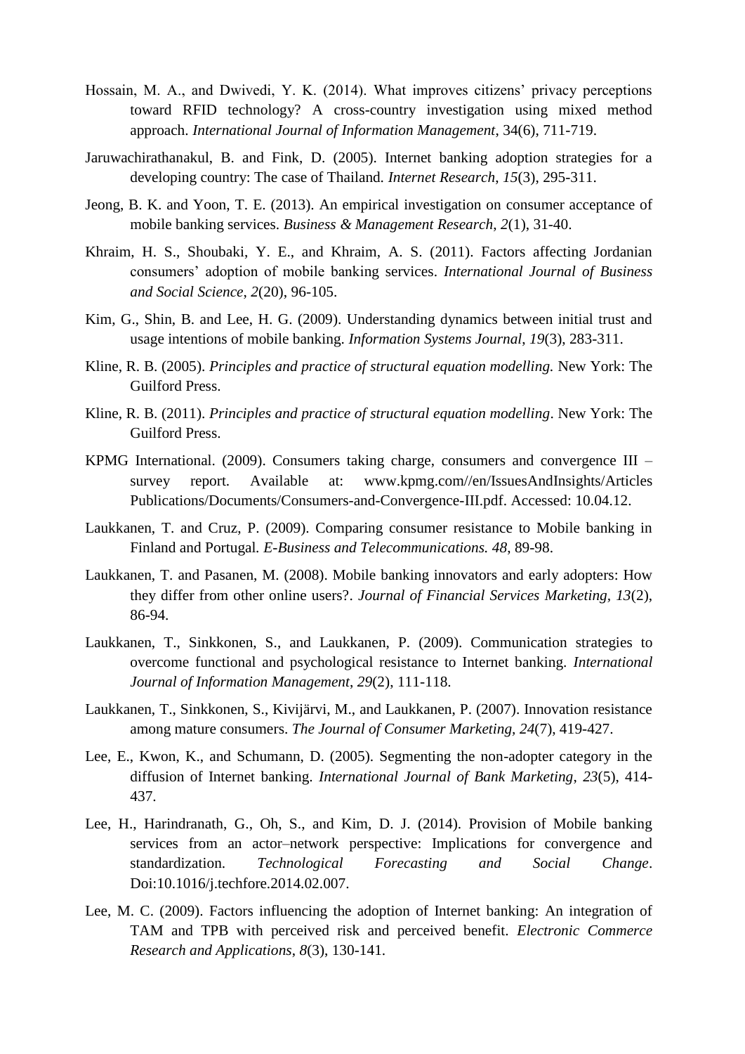Hossain, M. A., and Dwivedi, Y. K. (2014). What improves citizens' privacy perceptions toward RFID technology? A cross-country investigation using mixed method approach. *International Journal of Information Management*, 34(6), 711-719.

Jaruwachirathanakul, B. and Fink, D. (2005). Internet banking adoption strategies for a developing country: The case of Thailand. *Internet Research*, *15*(3), 295-311.

Jeong, B. K. and Yoon, T. E. (2013). An empirical investigation on consumer acceptance of mobile banking services. *Business & Management Research*, *2*(1), 31-40.

Khraim, H. S., Shoubaki, Y. E., and Khraim, A. S. (2011). Factors affecting Jordanian consumers' adoption of mobile banking services. *International Journal of Business and Social Science*, *2*(20), 96-105.

Kim, G., Shin, B. and Lee, H. G. (2009). Understanding dynamics between initial trust and usage intentions of mobile banking. *Information Systems Journal*, *19*(3), 283-311.

Kline, R. B. (2005). *Principles and practice of structural equation modelling.* New York: The Guilford Press.

Kline, R. B. (2011). *Principles and practice of structural equation modelling*. New York: The Guilford Press.

KPMG International. (2009). Consumers taking charge, consumers and convergence III – survey report. Available at: www.kpmg.com//en/IssuesAndInsights/Articles Publications/Documents/Consumers-and-Convergence-III.pdf. Accessed: 10.04.12.

Laukkanen, T. and Cruz, P. (2009). Comparing consumer resistance to Mobile banking in Finland and Portugal. *E-Business and Telecommunications. 48*, 89-98.

Laukkanen, T. and Pasanen, M. (2008). Mobile banking innovators and early adopters: How they differ from other online users?. *Journal of Financial Services Marketing*, *13*(2), 86-94.

Laukkanen, T., Sinkkonen, S., and Laukkanen, P. (2009). Communication strategies to overcome functional and psychological resistance to Internet banking. *International Journal of Information Management*, *29*(2), 111-118.

Laukkanen, T., Sinkkonen, S., Kivijärvi, M., and Laukkanen, P. (2007). Innovation resistance among mature consumers. *The Journal of Consumer Marketing*, *24*(7), 419-427.

Lee, E., Kwon, K., and Schumann, D. (2005). Segmenting the non-adopter category in the diffusion of Internet banking. *International Journal of Bank Marketing*, *23*(5), 414-437.

Lee, H., Harindranath, G., Oh, S., and Kim, D. J. (2014). Provision of Mobile banking services from an actor–network perspective: Implications for convergence and standardization. *Technological Forecasting and Social Change*. Doi:10.1016/j.techfore.2014.02.007.

Lee, M. C. (2009). Factors influencing the adoption of Internet banking: An integration of TAM and TPB with perceived risk and perceived benefit. *Electronic Commerce Research and Applications*, *8*(3), 130-141.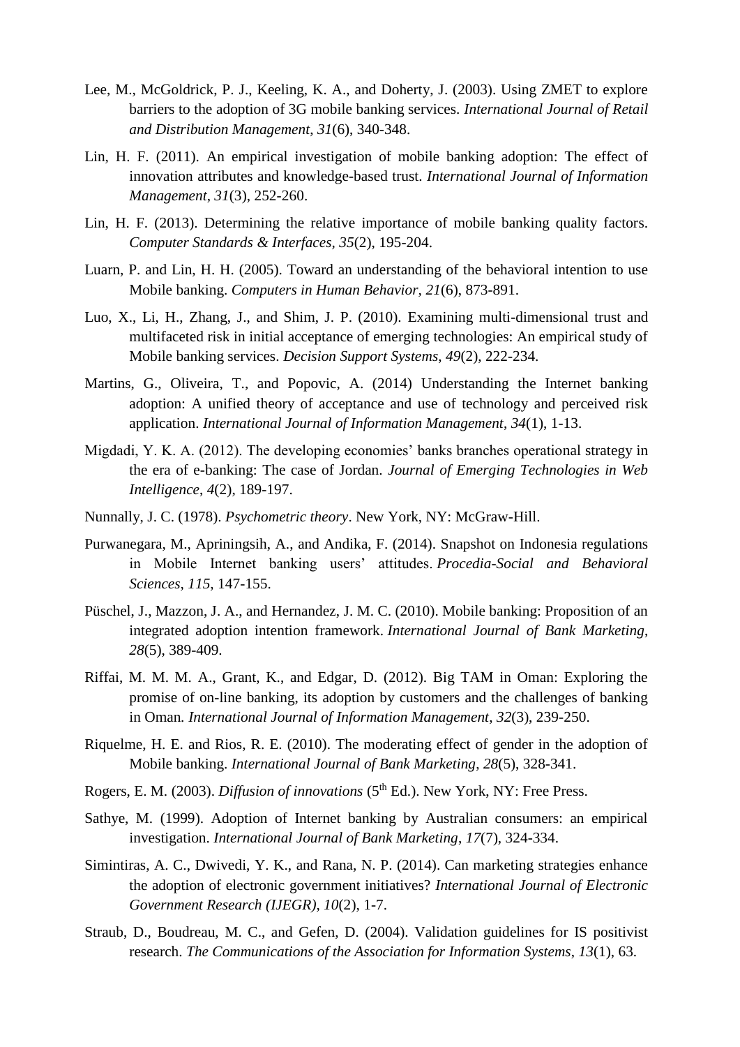Lee, M., McGoldrick, P. J., Keeling, K. A., and Doherty, J. (2003). Using ZMET to explore barriers to the adoption of 3G mobile banking services. *International Journal of Retail and Distribution Management*, *31*(6), 340-348.

Lin, H. F. (2011). An empirical investigation of mobile banking adoption: The effect of innovation attributes and knowledge-based trust. *International Journal of Information Management*, *31*(3), 252-260.

Lin, H. F. (2013). Determining the relative importance of mobile banking quality factors. *Computer Standards & Interfaces, 35*(2), 195-204.

Luarn, P. and Lin, H. H. (2005). Toward an understanding of the behavioral intention to use Mobile banking. *Computers in Human Behavior, 21*(6), 873-891.

Luo, X., Li, H., Zhang, J., and Shim, J. P. (2010). Examining multi-dimensional trust and multifaceted risk in initial acceptance of emerging technologies: An empirical study of Mobile banking services. *Decision Support Systems*, *49*(2), 222-234.

Martins, G., Oliveira, T., and Popovic, A. (2014) Understanding the Internet banking adoption: A unified theory of acceptance and use of technology and perceived risk application. *International Journal of Information Management*, *34*(1), 1-13.

Migdadi, Y. K. A. (2012). The developing economies' banks branches operational strategy in the era of e-banking: The case of Jordan. *Journal of Emerging Technologies in Web Intelligence*, *4*(2), 189-197.

Nunnally, J. C. (1978). *Psychometric theory*. New York, NY: McGraw-Hill.

Purwanegara, M., Apriningsih, A., and Andika, F. (2014). Snapshot on Indonesia regulations in Mobile Internet banking users' attitudes. *Procedia-Social and Behavioral Sciences*, *115*, 147-155.

Püschel, J., Mazzon, J. A., and Hernandez, J. M. C. (2010). Mobile banking: Proposition of an integrated adoption intention framework. *International Journal of Bank Marketing*, *28*(5), 389-409.

Riffai, M. M. M. A., Grant, K., and Edgar, D. (2012). Big TAM in Oman: Exploring the promise of on-line banking, its adoption by customers and the challenges of banking in Oman. *International Journal of Information Management*, *32*(3), 239-250.

Riquelme, H. E. and Rios, R. E. (2010). The moderating effect of gender in the adoption of Mobile banking. *International Journal of Bank Marketing*, *28*(5), 328-341.

Rogers, E. M. (2003). *Diffusion of innovations* (5th Ed.). New York, NY: Free Press.

Sathye, M. (1999). Adoption of Internet banking by Australian consumers: an empirical investigation. *International Journal of Bank Marketing, 17*(7), 324-334.

Simintiras, A. C., Dwivedi, Y. K., and Rana, N. P. (2014). Can marketing strategies enhance the adoption of electronic government initiatives? *International Journal of Electronic Government Research (IJEGR), 10*(2), 1-7.

Straub, D., Boudreau, M. C., and Gefen, D. (2004). Validation guidelines for IS positivist research. *The Communications of the Association for Information Systems*, *13*(1), 63.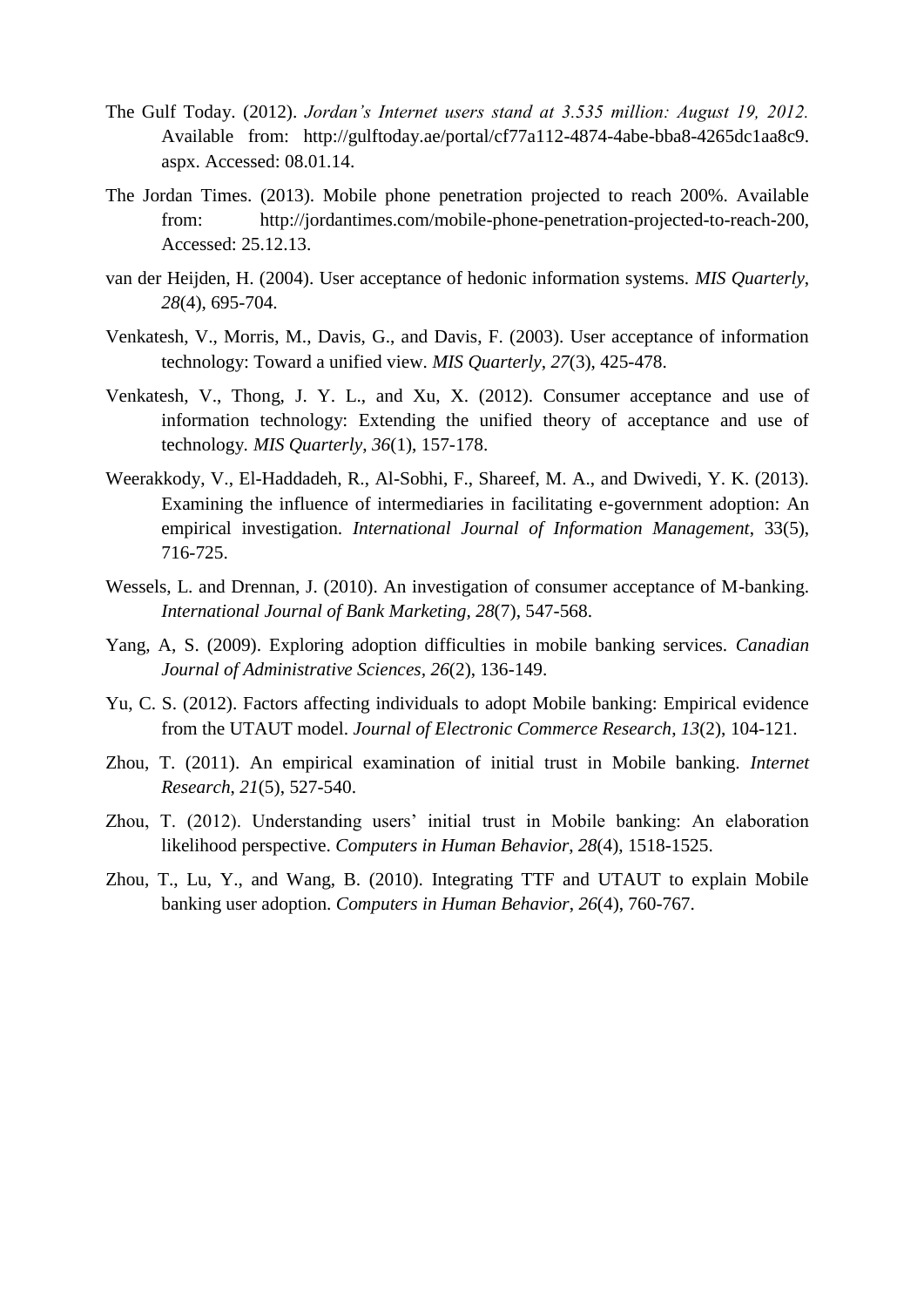The Gulf Today. (2012). *Jordan's Internet users stand at 3.535 million: August 19, 2012.* Available from: http://gulftoday.ae/portal/cf77a112-4874-4abe-bba8-4265dc1aa8c9.aspx. Accessed: 08.01.14.

The Jordan Times. (2013). Mobile phone penetration projected to reach 200%. Available from: http://jordantimes.com/mobile-phone-penetration-projected-to-reach-200, Accessed: 25.12.13.

van der Heijden, H. (2004). User acceptance of hedonic information systems. *MIS Quarterly*, *28*(4), 695-704.

Venkatesh, V., Morris, M., Davis, G., and Davis, F. (2003). User acceptance of information technology: Toward a unified view. *MIS Quarterly*, *27*(3), 425-478.

Venkatesh, V., Thong, J. Y. L., and Xu, X. (2012). Consumer acceptance and use of information technology: Extending the unified theory of acceptance and use of technology. *MIS Quarterly*, *36*(1), 157-178.

Weerakkody, V., El-Haddadeh, R., Al-Sobhi, F., Shareef, M. A., and Dwivedi, Y. K. (2013). Examining the influence of intermediaries in facilitating e-government adoption: An empirical investigation. *International Journal of Information Management*, 33(5), 716-725.

Wessels, L. and Drennan, J. (2010). An investigation of consumer acceptance of M-banking. *International Journal of Bank Marketing, 28*(7), 547-568.

Yang, A, S. (2009). Exploring adoption difficulties in mobile banking services. *Canadian Journal of Administrative Sciences*, *26*(2), 136-149.

Yu, C. S. (2012). Factors affecting individuals to adopt Mobile banking: Empirical evidence from the UTAUT model. *Journal of Electronic Commerce Research*, *13*(2), 104-121.

Zhou, T. (2011). An empirical examination of initial trust in Mobile banking. *Internet Research*, *21*(5), 527-540.

Zhou, T. (2012). Understanding users' initial trust in Mobile banking: An elaboration likelihood perspective. *Computers in Human Behavior*, *28*(4), 1518-1525.

Zhou, T., Lu, Y., and Wang, B. (2010). Integrating TTF and UTAUT to explain Mobile banking user adoption. *Computers in Human Behavior*, *26*(4), 760-767.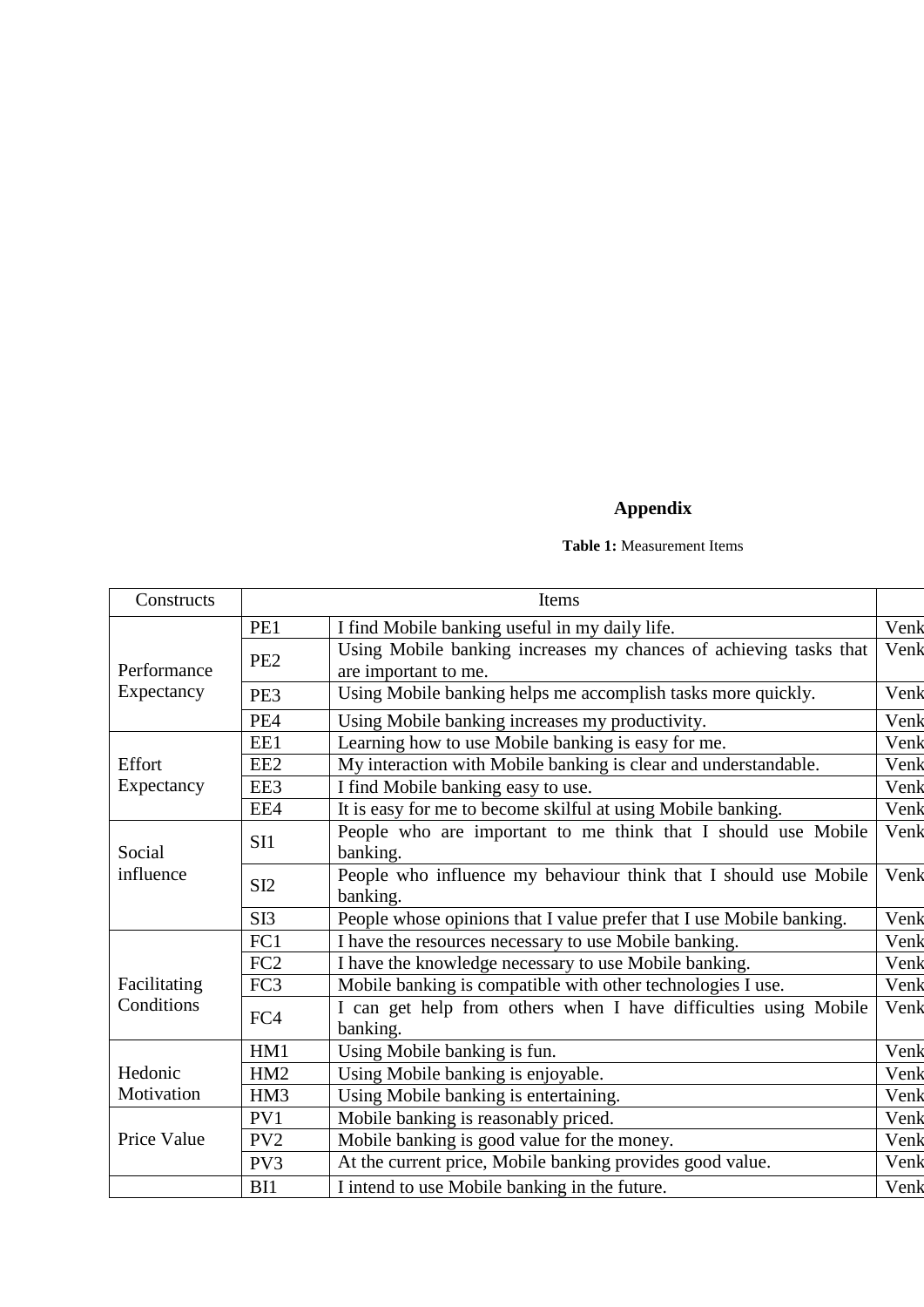## Appendix

**Table 1:** Measurement Items

| Constructs | Items | | |
|---|---|---|---|
| Performance Expectancy | PE1 | I find Mobile banking useful in my daily life. | Venk |
| | PE2 | Using Mobile banking increases my chances of achieving tasks that are important to me. | Venk |
| | PE3 | Using Mobile banking helps me accomplish tasks more quickly. | Venk |
| | PE4 | Using Mobile banking increases my productivity. | Venk |
| Effort Expectancy | EE1 | Learning how to use Mobile banking is easy for me. | Venk |
| | EE2 | My interaction with Mobile banking is clear and understandable. | Venk |
| | EE3 | I find Mobile banking easy to use. | Venk |
| | EE4 | It is easy for me to become skilful at using Mobile banking. | Venk |
| Social influence | SI1 | People who are important to me think that I should use Mobile banking. | Venk |
| | SI2 | People who influence my behaviour think that I should use Mobile banking. | Venk |
| | SI3 | People whose opinions that I value prefer that I use Mobile banking. | Venk |
| Facilitating Conditions | FC1 | I have the resources necessary to use Mobile banking. | Venk |
| | FC2 | I have the knowledge necessary to use Mobile banking. | Venk |
| | FC3 | Mobile banking is compatible with other technologies I use. | Venk |
| | FC4 | I can get help from others when I have difficulties using Mobile banking. | Venk |
| Hedonic Motivation | HM1 | Using Mobile banking is fun. | Venk |
| | HM2 | Using Mobile banking is enjoyable. | Venk |
| | HM3 | Using Mobile banking is entertaining. | Venk |
| Price Value | PV1 | Mobile banking is reasonably priced. | Venk |
| | PV2 | Mobile banking is good value for the money. | Venk |
| | PV3 | At the current price, Mobile banking provides good value. | Venk |
| | BI1 | I intend to use Mobile banking in the future. | Venk |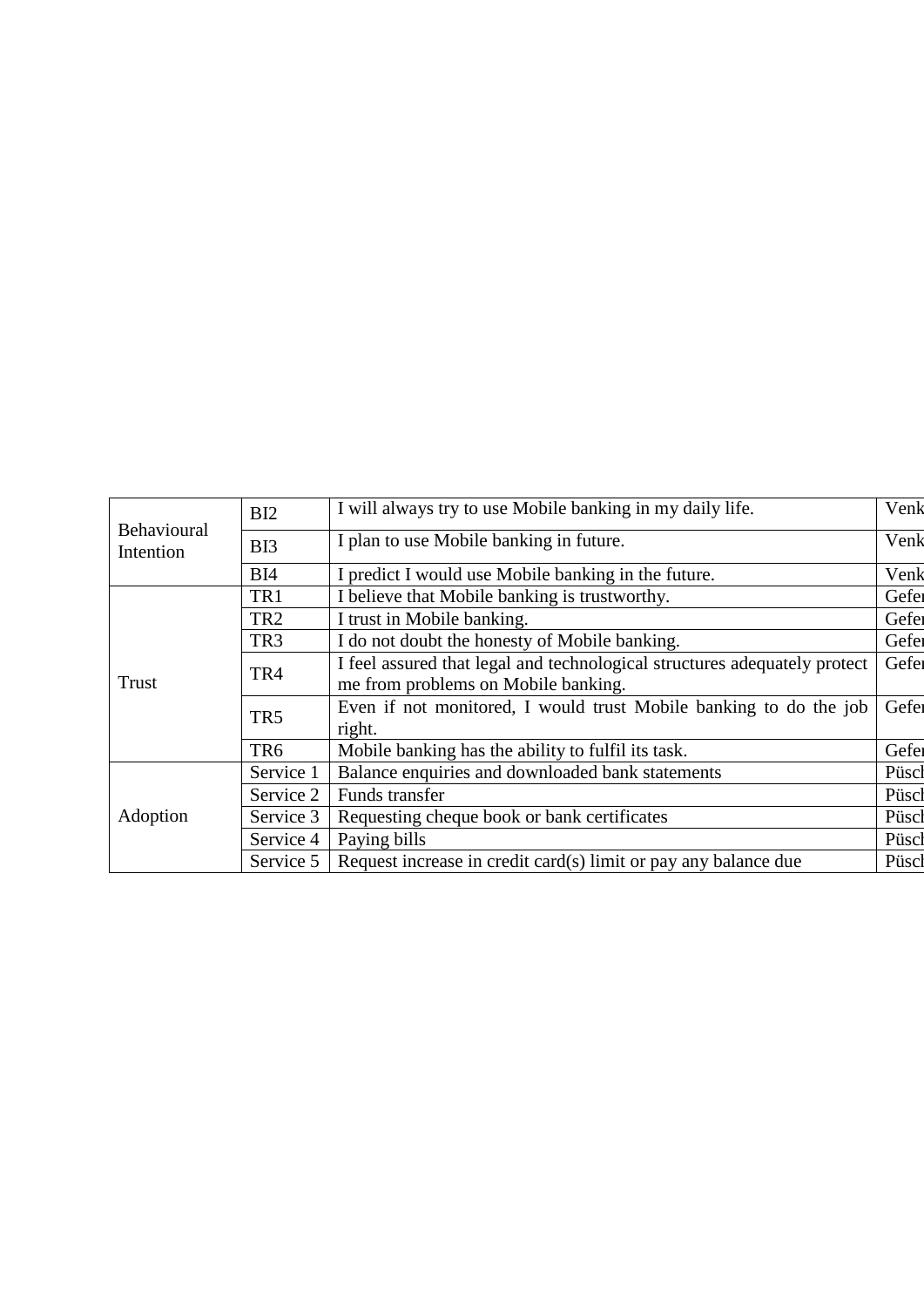| | | | |
|---|---|---|---|
| Behavioural Intention | BI2 | I will always try to use Mobile banking in my daily life. | Venk |
| | BI3 | I plan to use Mobile banking in future. | Venk |
| | BI4 | I predict I would use Mobile banking in the future. | Venk |
| Trust | TR1 | I believe that Mobile banking is trustworthy. | Gefer |
| | TR2 | I trust in Mobile banking. | Gefer |
| | TR3 | I do not doubt the honesty of Mobile banking. | Gefer |
| | TR4 | I feel assured that legal and technological structures adequately protect me from problems on Mobile banking. | Gefer |
| | TR5 | Even if not monitored, I would trust Mobile banking to do the job right. | Gefer |
| | TR6 | Mobile banking has the ability to fulfil its task. | Gefer |
| Adoption | Service 1 | Balance enquiries and downloaded bank statements | Püscl |
| | Service 2 | Funds transfer | Püscl |
| | Service 3 | Requesting cheque book or bank certificates | Püscl |
| | Service 4 | Paying bills | Püscl |
| | Service 5 | Request increase in credit card(s) limit or pay any balance due | Püscl |